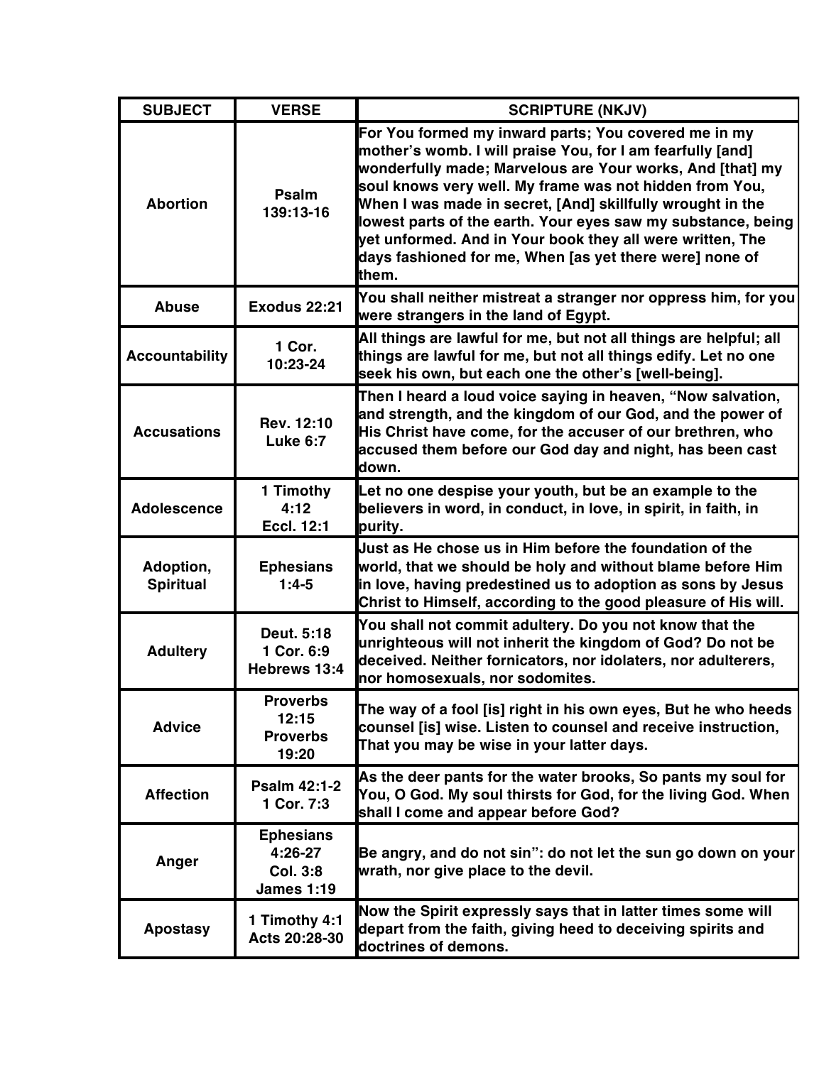| SUBJECT | VERSE | SCRIPTURE (NKJV) |
|---|---|---|
| **Abortion** | **Psalm 139:13-16** | **For You formed my inward parts; You covered me in my mother's womb. I will praise You, for I am fearfully [and] wonderfully made; Marvelous are Your works, And [that] my soul knows very well. My frame was not hidden from You, When I was made in secret, [And] skillfully wrought in the lowest parts of the earth. Your eyes saw my substance, being yet unformed. And in Your book they all were written, The days fashioned for me, When [as yet there were] none of them.** |
| **Abuse** | **Exodus 22:21** | **You shall neither mistreat a stranger nor oppress him, for you were strangers in the land of Egypt.** |
| **Accountability** | **1 Cor. 10:23-24** | **All things are lawful for me, but not all things are helpful; all things are lawful for me, but not all things edify. Let no one seek his own, but each one the other's [well-being].** |
| **Accusations** | **Rev. 12:10 Luke 6:7** | **Then I heard a loud voice saying in heaven, "Now salvation, and strength, and the kingdom of our God, and the power of His Christ have come, for the accuser of our brethren, who accused them before our God day and night, has been cast down.** |
| **Adolescence** | **1 Timothy 4:12 Eccl. 12:1** | **Let no one despise your youth, but be an example to the believers in word, in conduct, in love, in spirit, in faith, in purity.** |
| **Adoption, Spiritual** | **Ephesians 1:4-5** | **Just as He chose us in Him before the foundation of the world, that we should be holy and without blame before Him in love, having predestined us to adoption as sons by Jesus Christ to Himself, according to the good pleasure of His will.** |
| **Adultery** | **Deut. 5:18 1 Cor. 6:9 Hebrews 13:4** | **You shall not commit adultery. Do you not know that the unrighteous will not inherit the kingdom of God? Do not be deceived. Neither fornicators, nor idolaters, nor adulterers, nor homosexuals, nor sodomites.** |
| **Advice** | **Proverbs 12:15 Proverbs 19:20** | **The way of a fool [is] right in his own eyes, But he who heeds counsel [is] wise. Listen to counsel and receive instruction, That you may be wise in your latter days.** |
| **Affection** | **Psalm 42:1-2 1 Cor. 7:3** | **As the deer pants for the water brooks, So pants my soul for You, O God. My soul thirsts for God, for the living God. When shall I come and appear before God?** |
| **Anger** | **Ephesians 4:26-27 Col. 3:8 James 1:19** | **Be angry, and do not sin": do not let the sun go down on your wrath, nor give place to the devil.** |
| **Apostasy** | **1 Timothy 4:1 Acts 20:28-30** | **Now the Spirit expressly says that in latter times some will depart from the faith, giving heed to deceiving spirits and doctrines of demons.** |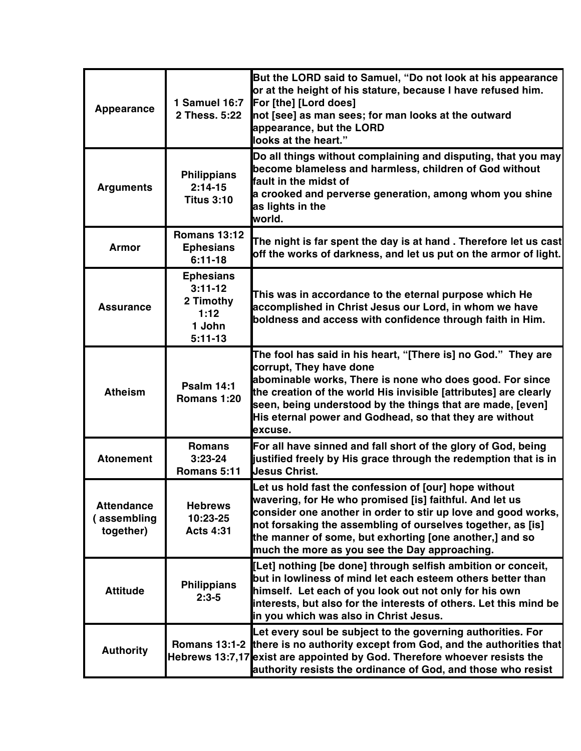| | | |
|---|---|---|
| Appearance | 1 Samuel 16:7 2 Thess. 5:22 | But the LORD said to Samuel, "Do not look at his appearance or at the height of his stature, because I have refused him. For [the] [Lord does] not [see] as man sees; for man looks at the outward appearance, but the LORD looks at the heart." |
| Arguments | Philippians 2:14-15 Titus 3:10 | Do all things without complaining and disputing, that you may become blameless and harmless, children of God without fault in the midst of a crooked and perverse generation, among whom you shine as lights in the world. |
| Armor | Romans 13:12 Ephesians 6:11-18 | The night is far spent the day is at hand . Therefore let us cast off the works of darkness, and let us put on the armor of light. |
| Assurance | Ephesians 3:11-12 2 Timothy 1:12 1 John 5:11-13 | This was in accordance to the eternal purpose which He accomplished in Christ Jesus our Lord, in whom we have boldness and access with confidence through faith in Him. |
| Atheism | Psalm 14:1 Romans 1:20 | The fool has said in his heart, "[There is] no God." They are corrupt, They have done abominable works, There is none who does good. For since the creation of the world His invisible [attributes] are clearly seen, being understood by the things that are made, [even] His eternal power and Godhead, so that they are without excuse. |
| Atonement | Romans 3:23-24 Romans 5:11 | For all have sinned and fall short of the glory of God, being justified freely by His grace through the redemption that is in Jesus Christ. |
| Attendance ( assembling together) | Hebrews 10:23-25 Acts 4:31 | Let us hold fast the confession of [our] hope without wavering, for He who promised [is] faithful. And let us consider one another in order to stir up love and good works, not forsaking the assembling of ourselves together, as [is] the manner of some, but exhorting [one another,] and so much the more as you see the Day approaching. |
| Attitude | Philippians 2:3-5 | [Let] nothing [be done] through selfish ambition or conceit, but in lowliness of mind let each esteem others better than himself. Let each of you look out not only for his own interests, but also for the interests of others. Let this mind be in you which was also in Christ Jesus. |
| Authority | Romans 13:1-2 Hebrews 13:7,17 | Let every soul be subject to the governing authorities. For there is no authority except from God, and the authorities that exist are appointed by God. Therefore whoever resists the authority resists the ordinance of God, and those who resist |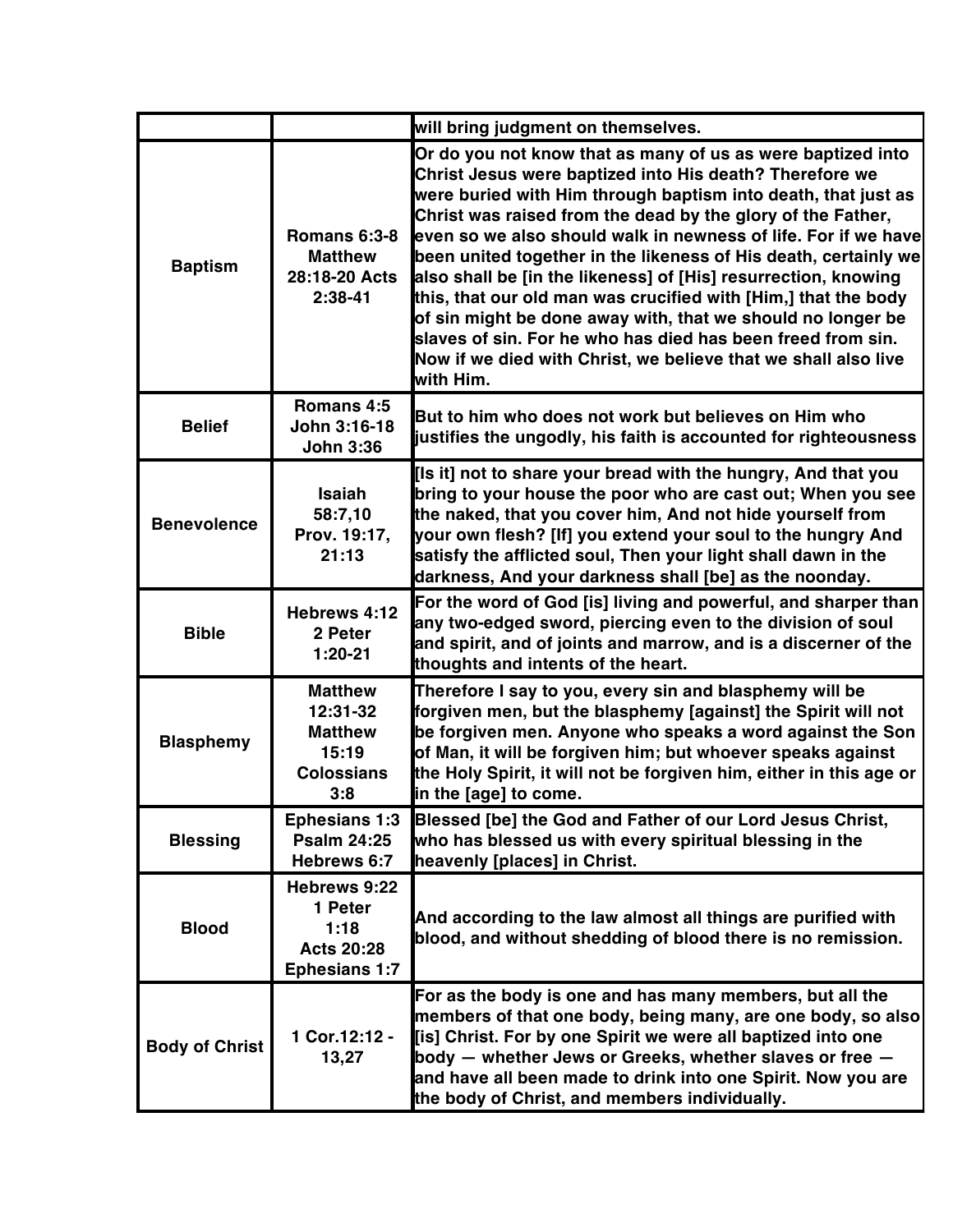| | | |
|---|---|---|
| | | will bring judgment on themselves. |
| **Baptism** | **Romans 6:3-8 Matthew 28:18-20 Acts 2:38-41** | **Or do you not know that as many of us as were baptized into Christ Jesus were baptized into His death? Therefore we were buried with Him through baptism into death, that just as Christ was raised from the dead by the glory of the Father, even so we also should walk in newness of life. For if we have been united together in the likeness of His death, certainly we also shall be [in the likeness] of [His] resurrection, knowing this, that our old man was crucified with [Him,] that the body of sin might be done away with, that we should no longer be slaves of sin. For he who has died has been freed from sin. Now if we died with Christ, we believe that we shall also live with Him.** |
| **Belief** | **Romans 4:5 John 3:16-18 John 3:36** | **But to him who does not work but believes on Him who justifies the ungodly, his faith is accounted for righteousness** |
| **Benevolence** | **Isaiah 58:7,10 Prov. 19:17, 21:13** | **[Is it] not to share your bread with the hungry, And that you bring to your house the poor who are cast out; When you see the naked, that you cover him, And not hide yourself from your own flesh? [If] you extend your soul to the hungry And satisfy the afflicted soul, Then your light shall dawn in the darkness, And your darkness shall [be] as the noonday.** |
| **Bible** | **Hebrews 4:12 2 Peter 1:20-21** | **For the word of God [is] living and powerful, and sharper than any two-edged sword, piercing even to the division of soul and spirit, and of joints and marrow, and is a discerner of the thoughts and intents of the heart.** |
| **Blasphemy** | **Matthew 12:31-32 Matthew 15:19 Colossians 3:8** | **Therefore I say to you, every sin and blasphemy will be forgiven men, but the blasphemy [against] the Spirit will not be forgiven men. Anyone who speaks a word against the Son of Man, it will be forgiven him; but whoever speaks against the Holy Spirit, it will not be forgiven him, either in this age or in the [age] to come.** |
| **Blessing** | **Ephesians 1:3 Psalm 24:25 Hebrews 6:7** | **Blessed [be] the God and Father of our Lord Jesus Christ, who has blessed us with every spiritual blessing in the heavenly [places] in Christ.** |
| **Blood** | **Hebrews 9:22 1 Peter 1:18 Acts 20:28 Ephesians 1:7** | **And according to the law almost all things are purified with blood, and without shedding of blood there is no remission.** |
| **Body of Christ** | **1 Cor.12:12 - 13,27** | **For as the body is one and has many members, but all the members of that one body, being many, are one body, so also [is] Christ. For by one Spirit we were all baptized into one body — whether Jews or Greeks, whether slaves or free — and have all been made to drink into one Spirit. Now you are the body of Christ, and members individually.** |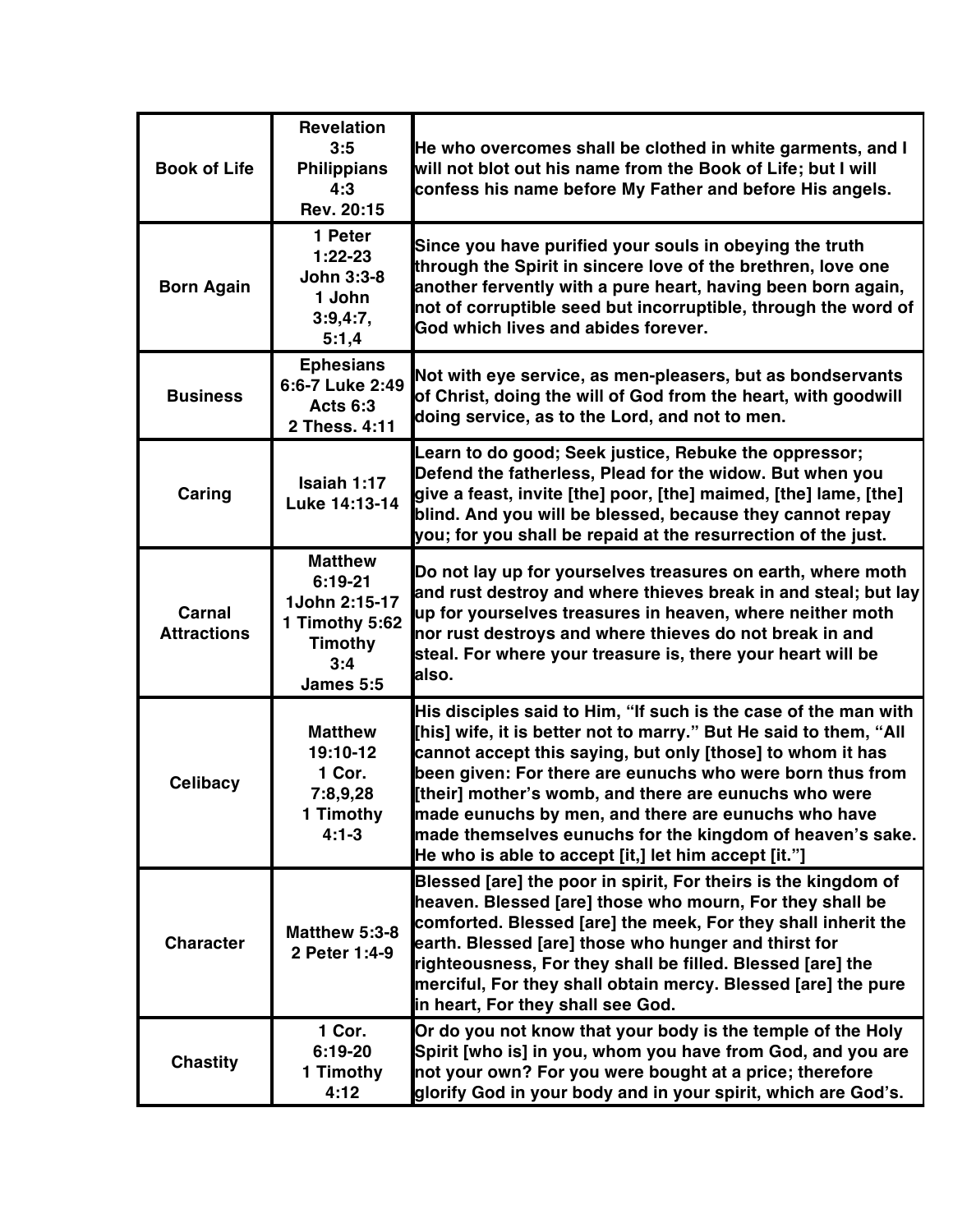| Book of Life | Revelation 3:5 Philippians 4:3 Rev. 20:15 | He who overcomes shall be clothed in white garments, and I will not blot out his name from the Book of Life; but I will confess his name before My Father and before His angels. |
|---|---|---|
| Born Again | 1 Peter 1:22-23 John 3:3-8 1 John 3:9,4:7, 5:1,4 | Since you have purified your souls in obeying the truth through the Spirit in sincere love of the brethren, love one another fervently with a pure heart, having been born again, not of corruptible seed but incorruptible, through the word of God which lives and abides forever. |
| Business | Ephesians 6:6-7 Luke 2:49 Acts 6:3 2 Thess. 4:11 | Not with eye service, as men-pleasers, but as bondservants of Christ, doing the will of God from the heart, with goodwill doing service, as to the Lord, and not to men. |
| Caring | Isaiah 1:17 Luke 14:13-14 | Learn to do good; Seek justice, Rebuke the oppressor; Defend the fatherless, Plead for the widow. But when you give a feast, invite [the] poor, [the] maimed, [the] lame, [the] blind. And you will be blessed, because they cannot repay you; for you shall be repaid at the resurrection of the just. |
| Carnal Attractions | Matthew 6:19-21 1John 2:15-17 1 Timothy 5:62 Timothy 3:4 James 5:5 | Do not lay up for yourselves treasures on earth, where moth and rust destroy and where thieves break in and steal; but lay up for yourselves treasures in heaven, where neither moth nor rust destroys and where thieves do not break in and steal. For where your treasure is, there your heart will be also. |
| Celibacy | Matthew 19:10-12 1 Cor. 7:8,9,28 1 Timothy 4:1-3 | His disciples said to Him, "If such is the case of the man with [his] wife, it is better not to marry." But He said to them, "All cannot accept this saying, but only [those] to whom it has been given: For there are eunuchs who were born thus from [their] mother's womb, and there are eunuchs who were made eunuchs by men, and there are eunuchs who have made themselves eunuchs for the kingdom of heaven's sake. He who is able to accept [it,] let him accept [it."] |
| Character | Matthew 5:3-8 2 Peter 1:4-9 | Blessed [are] the poor in spirit, For theirs is the kingdom of heaven. Blessed [are] those who mourn, For they shall be comforted. Blessed [are] the meek, For they shall inherit the earth. Blessed [are] those who hunger and thirst for righteousness, For they shall be filled. Blessed [are] the merciful, For they shall obtain mercy. Blessed [are] the pure in heart, For they shall see God. |
| Chastity | 1 Cor. 6:19-20 1 Timothy 4:12 | Or do you not know that your body is the temple of the Holy Spirit [who is] in you, whom you have from God, and you are not your own? For you were bought at a price; therefore glorify God in your body and in your spirit, which are God's. |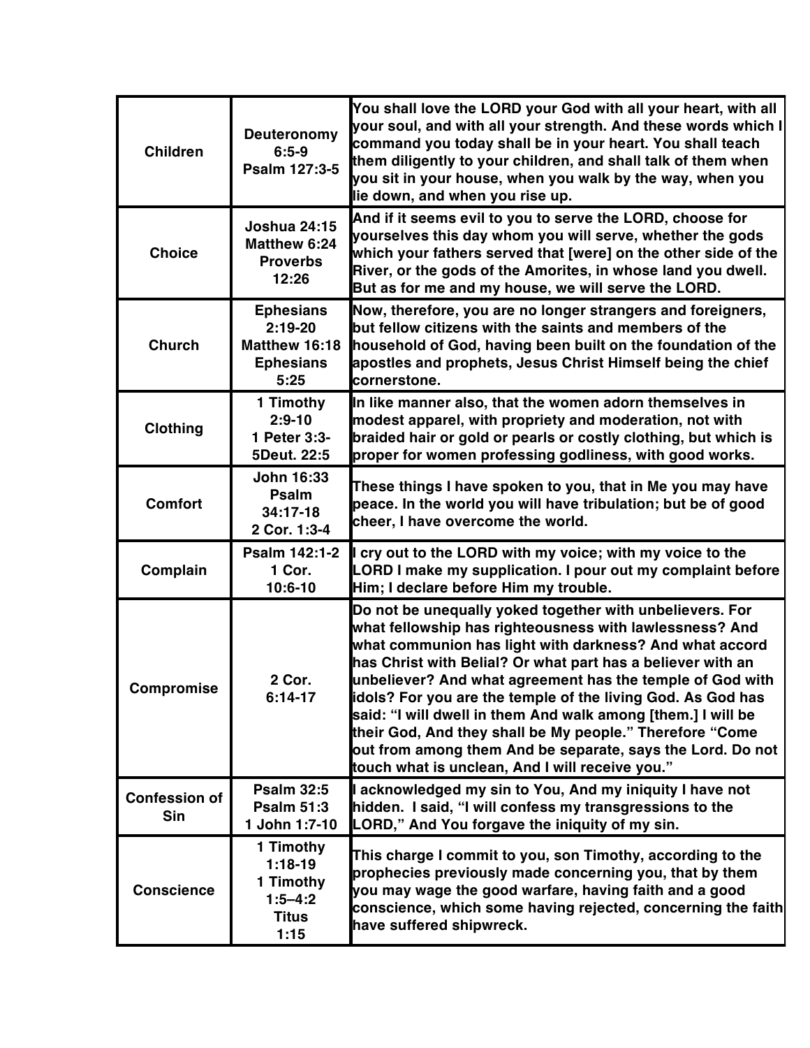| Children | Deuteronomy 6:5-9 Psalm 127:3-5 | You shall love the LORD your God with all your heart, with all your soul, and with all your strength. And these words which I command you today shall be in your heart. You shall teach them diligently to your children, and shall talk of them when you sit in your house, when you walk by the way, when you lie down, and when you rise up. |
|---|---|---|
| Choice | Joshua 24:15 Matthew 6:24 Proverbs 12:26 | And if it seems evil to you to serve the LORD, choose for yourselves this day whom you will serve, whether the gods which your fathers served that [were] on the other side of the River, or the gods of the Amorites, in whose land you dwell. But as for me and my house, we will serve the LORD. |
| Church | Ephesians 2:19-20 Matthew 16:18 Ephesians 5:25 | Now, therefore, you are no longer strangers and foreigners, but fellow citizens with the saints and members of the household of God, having been built on the foundation of the apostles and prophets, Jesus Christ Himself being the chief cornerstone. |
| Clothing | 1 Timothy 2:9-10 1 Peter 3:3-5Deut. 22:5 | In like manner also, that the women adorn themselves in modest apparel, with propriety and moderation, not with braided hair or gold or pearls or costly clothing, but which is proper for women professing godliness, with good works. |
| Comfort | John 16:33 Psalm 34:17-18 2 Cor. 1:3-4 | These things I have spoken to you, that in Me you may have peace. In the world you will have tribulation; but be of good cheer, I have overcome the world. |
| Complain | Psalm 142:1-2 1 Cor. 10:6-10 | I cry out to the LORD with my voice; with my voice to the LORD I make my supplication. I pour out my complaint before Him; I declare before Him my trouble. |
| Compromise | 2 Cor. 6:14-17 | Do not be unequally yoked together with unbelievers. For what fellowship has righteousness with lawlessness? And what communion has light with darkness? And what accord has Christ with Belial? Or what part has a believer with an unbeliever? And what agreement has the temple of God with idols? For you are the temple of the living God. As God has said: "I will dwell in them And walk among [them.] I will be their God, And they shall be My people." Therefore "Come out from among them And be separate, says the Lord. Do not touch what is unclean, And I will receive you." |
| Confession of Sin | Psalm 32:5 Psalm 51:3 1 John 1:7-10 | I acknowledged my sin to You, And my iniquity I have not hidden. I said, "I will confess my transgressions to the LORD," And You forgave the iniquity of my sin. |
| Conscience | 1 Timothy 1:18-19 1 Timothy 1:5–4:2 Titus 1:15 | This charge I commit to you, son Timothy, according to the prophecies previously made concerning you, that by them you may wage the good warfare, having faith and a good conscience, which some having rejected, concerning the faith have suffered shipwreck. |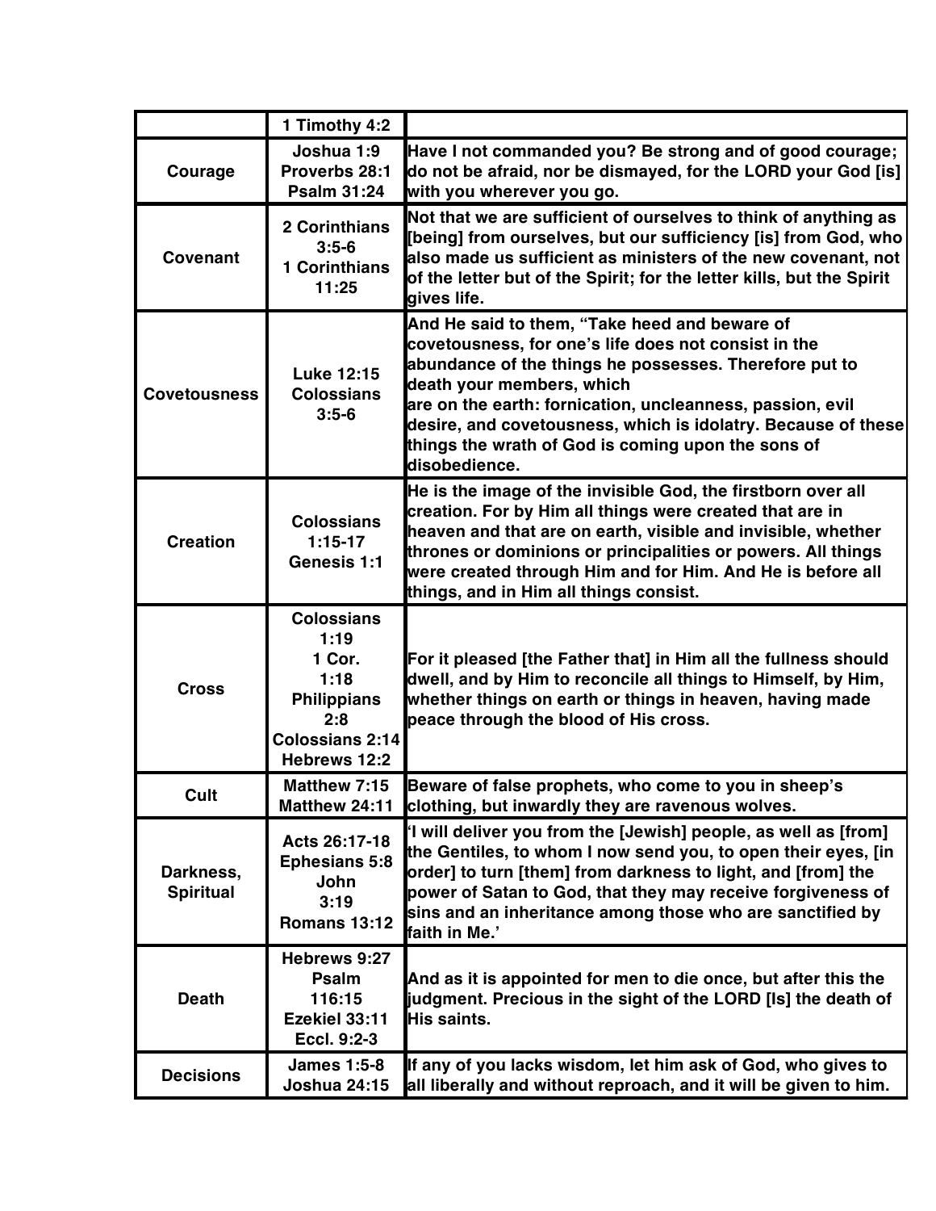| | 1 Timothy 4:2 | |
|---|---|---|
| **Courage** | **Joshua 1:9**<br>**Proverbs 28:1**<br>**Psalm 31:24** | **Have I not commanded you? Be strong and of good courage; do not be afraid, nor be dismayed, for the LORD your God [is] with you wherever you go.** |
| **Covenant** | **2 Corinthians 3:5-6**<br>**1 Corinthians 11:25** | **Not that we are sufficient of ourselves to think of anything as [being] from ourselves, but our sufficiency [is] from God, who also made us sufficient as ministers of the new covenant, not of the letter but of the Spirit; for the letter kills, but the Spirit gives life.** |
| **Covetousness** | **Luke 12:15**<br>**Colossians 3:5-6** | **And He said to them, "Take heed and beware of covetousness, for one's life does not consist in the abundance of the things he possesses. Therefore put to death your members, which are on the earth: fornication, uncleanness, passion, evil desire, and covetousness, which is idolatry. Because of these things the wrath of God is coming upon the sons of disobedience.** |
| **Creation** | **Colossians 1:15-17**<br>**Genesis 1:1** | **He is the image of the invisible God, the firstborn over all creation. For by Him all things were created that are in heaven and that are on earth, visible and invisible, whether thrones or dominions or principalities or powers. All things were created through Him and for Him. And He is before all things, and in Him all things consist.** |
| **Cross** | **Colossians 1:19**<br>**1 Cor. 1:18**<br>**Philippians 2:8**<br>**Colossians 2:14**<br>**Hebrews 12:2** | **For it pleased [the Father that] in Him all the fullness should dwell, and by Him to reconcile all things to Himself, by Him, whether things on earth or things in heaven, having made peace through the blood of His cross.** |
| **Cult** | **Matthew 7:15**<br>**Matthew 24:11** | **Beware of false prophets, who come to you in sheep's clothing, but inwardly they are ravenous wolves.** |
| **Darkness, Spiritual** | **Acts 26:17-18**<br>**Ephesians 5:8**<br>**John 3:19**<br>**Romans 13:12** | **'I will deliver you from the [Jewish] people, as well as [from] the Gentiles, to whom I now send you, to open their eyes, [in order] to turn [them] from darkness to light, and [from] the power of Satan to God, that they may receive forgiveness of sins and an inheritance among those who are sanctified by faith in Me.'** |
| **Death** | **Hebrews 9:27**<br>**Psalm 116:15**<br>**Ezekiel 33:11**<br>**Eccl. 9:2-3** | **And as it is appointed for men to die once, but after this the judgment. Precious in the sight of the LORD [Is] the death of His saints.** |
| **Decisions** | **James 1:5-8**<br>**Joshua 24:15** | **If any of you lacks wisdom, let him ask of God, who gives to all liberally and without reproach, and it will be given to him.** |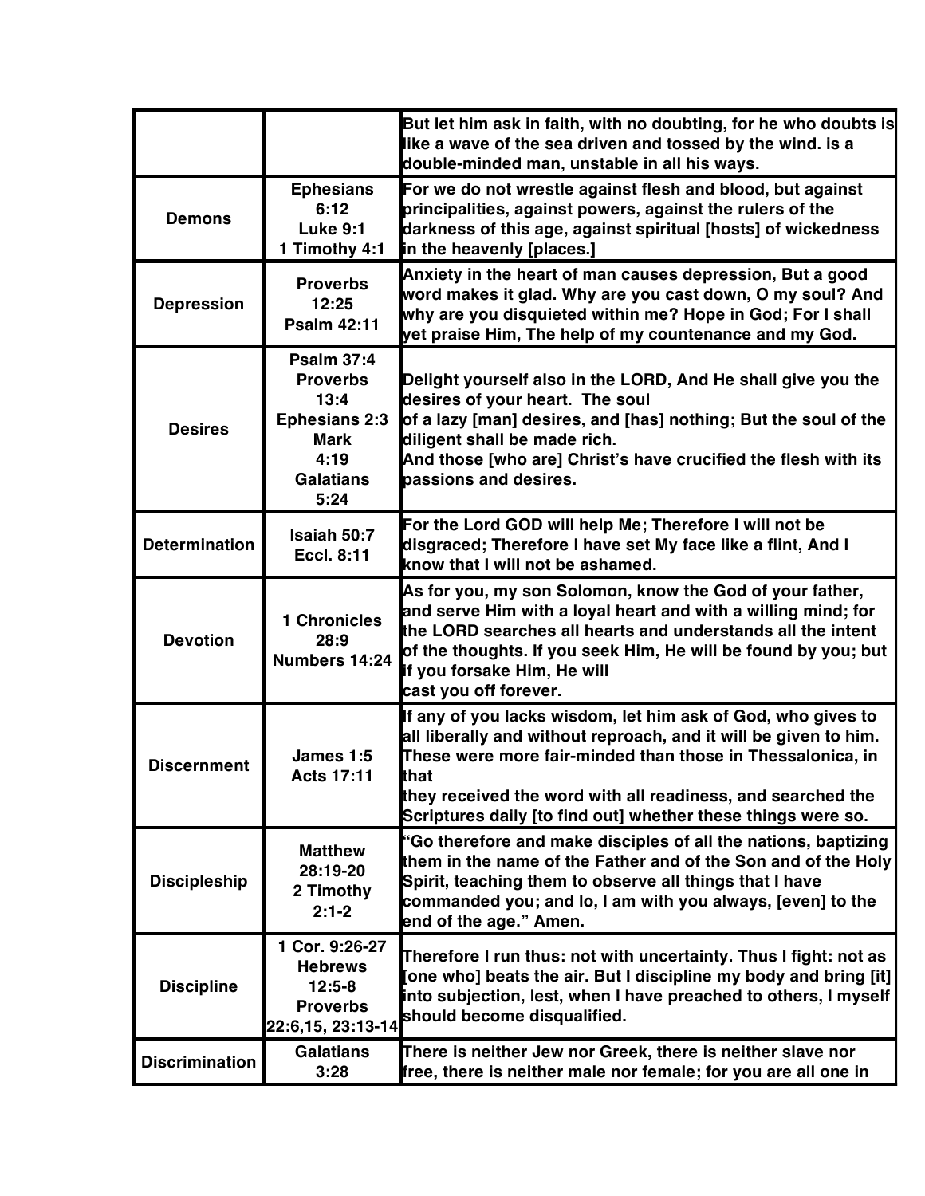| | | |
|---|---|---|
| | | But let him ask in faith, with no doubting, for he who doubts is like a wave of the sea driven and tossed by the wind. is a double-minded man, unstable in all his ways. |
| Demons | Ephesians 6:12 Luke 9:1 1 Timothy 4:1 | For we do not wrestle against flesh and blood, but against principalities, against powers, against the rulers of the darkness of this age, against spiritual [hosts] of wickedness in the heavenly [places.] |
| Depression | Proverbs 12:25 Psalm 42:11 | Anxiety in the heart of man causes depression, But a good word makes it glad. Why are you cast down, O my soul? And why are you disquieted within me? Hope in God; For I shall yet praise Him, The help of my countenance and my God. |
| Desires | Psalm 37:4 Proverbs 13:4 Ephesians 2:3 Mark 4:19 Galatians 5:24 | Delight yourself also in the LORD, And He shall give you the desires of your heart. The soul of a lazy [man] desires, and [has] nothing; But the soul of the diligent shall be made rich. And those [who are] Christ's have crucified the flesh with its passions and desires. |
| Determination | Isaiah 50:7 Eccl. 8:11 | For the Lord GOD will help Me; Therefore I will not be disgraced; Therefore I have set My face like a flint, And I know that I will not be ashamed. |
| Devotion | 1 Chronicles 28:9 Numbers 14:24 | As for you, my son Solomon, know the God of your father, and serve Him with a loyal heart and with a willing mind; for the LORD searches all hearts and understands all the intent of the thoughts. If you seek Him, He will be found by you; but if you forsake Him, He will cast you off forever. |
| Discernment | James 1:5 Acts 17:11 | If any of you lacks wisdom, let him ask of God, who gives to all liberally and without reproach, and it will be given to him. These were more fair-minded than those in Thessalonica, in that they received the word with all readiness, and searched the Scriptures daily [to find out] whether these things were so. |
| Discipleship | Matthew 28:19-20 2 Timothy 2:1-2 | "Go therefore and make disciples of all the nations, baptizing them in the name of the Father and of the Son and of the Holy Spirit, teaching them to observe all things that I have commanded you; and lo, I am with you always, [even] to the end of the age." Amen. |
| Discipline | 1 Cor. 9:26-27 Hebrews 12:5-8 Proverbs 22:6,15, 23:13-14 | Therefore I run thus: not with uncertainty. Thus I fight: not as [one who] beats the air. But I discipline my body and bring [it] into subjection, lest, when I have preached to others, I myself should become disqualified. |
| Discrimination | Galatians 3:28 | There is neither Jew nor Greek, there is neither slave nor free, there is neither male nor female; for you are all one in |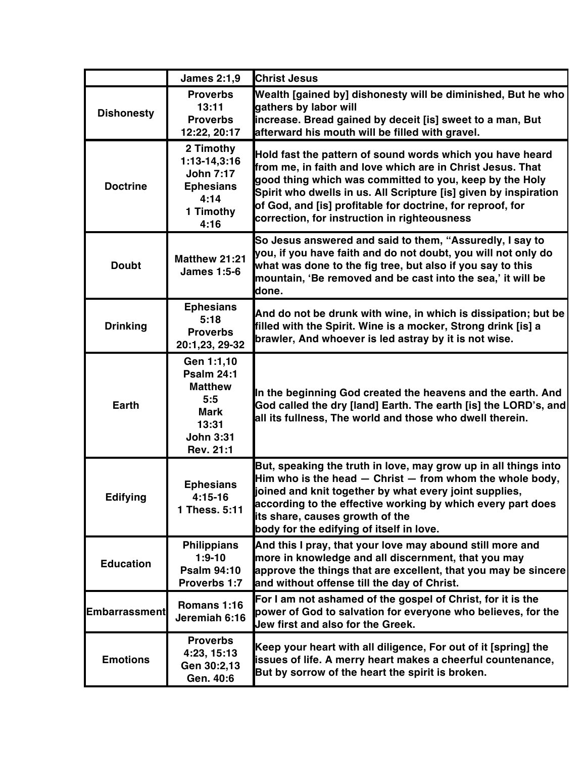| | James 2:1,9 | Christ Jesus |
|---|---|---|
| Dishonesty | Proverbs 13:11 Proverbs 12:22, 20:17 | Wealth [gained by] dishonesty will be diminished, But he who gathers by labor will increase. Bread gained by deceit [is] sweet to a man, But afterward his mouth will be filled with gravel. |
| Doctrine | 2 Timothy 1:13-14,3:16 John 7:17 Ephesians 4:14 1 Timothy 4:16 | Hold fast the pattern of sound words which you have heard from me, in faith and love which are in Christ Jesus. That good thing which was committed to you, keep by the Holy Spirit who dwells in us. All Scripture [is] given by inspiration of God, and [is] profitable for doctrine, for reproof, for correction, for instruction in righteousness |
| Doubt | Matthew 21:21 James 1:5-6 | So Jesus answered and said to them, "Assuredly, I say to you, if you have faith and do not doubt, you will not only do what was done to the fig tree, but also if you say to this mountain, 'Be removed and be cast into the sea,' it will be done. |
| Drinking | Ephesians 5:18 Proverbs 20:1,23, 29-32 | And do not be drunk with wine, in which is dissipation; but be filled with the Spirit. Wine is a mocker, Strong drink [is] a brawler, And whoever is led astray by it is not wise. |
| Earth | Gen 1:1,10 Psalm 24:1 Matthew 5:5 Mark 13:31 John 3:31 Rev. 21:1 | In the beginning God created the heavens and the earth. And God called the dry [land] Earth. The earth [is] the LORD's, and all its fullness, The world and those who dwell therein. |
| Edifying | Ephesians 4:15-16 1 Thess. 5:11 | But, speaking the truth in love, may grow up in all things into Him who is the head — Christ — from whom the whole body, joined and knit together by what every joint supplies, according to the effective working by which every part does its share, causes growth of the body for the edifying of itself in love. |
| Education | Philippians 1:9-10 Psalm 94:10 Proverbs 1:7 | And this I pray, that your love may abound still more and more in knowledge and all discernment, that you may approve the things that are excellent, that you may be sincere and without offense till the day of Christ. |
| Embarrassment | Romans 1:16 Jeremiah 6:16 | For I am not ashamed of the gospel of Christ, for it is the power of God to salvation for everyone who believes, for the Jew first and also for the Greek. |
| Emotions | Proverbs 4:23, 15:13 Gen 30:2,13 Gen. 40:6 | Keep your heart with all diligence, For out of it [spring] the issues of life. A merry heart makes a cheerful countenance, But by sorrow of the heart the spirit is broken. |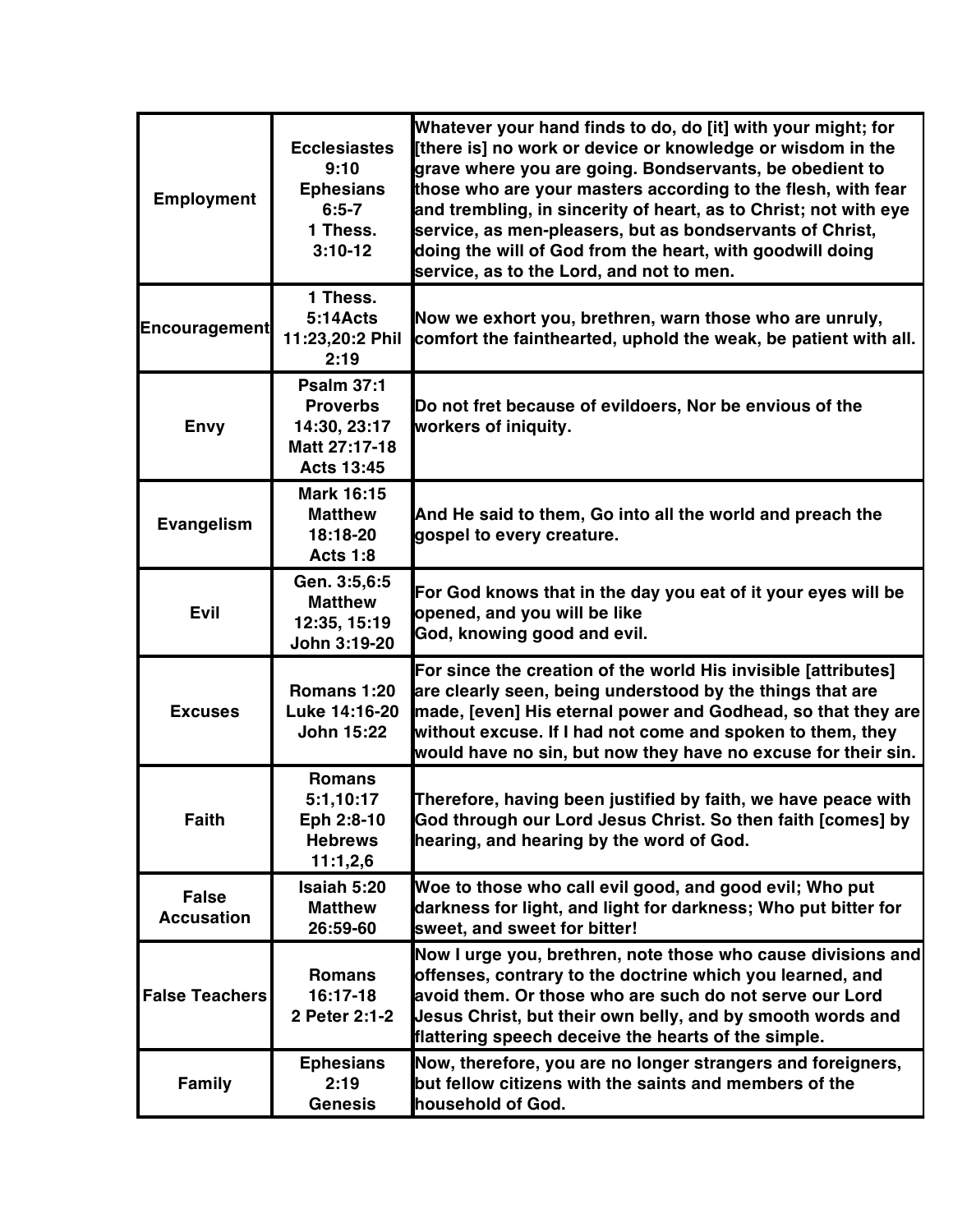| | | |
|---|---|---|
| Employment | Ecclesiastes 9:10 Ephesians 6:5-7 1 Thess. 3:10-12 | Whatever your hand finds to do, do [it] with your might; for [there is] no work or device or knowledge or wisdom in the grave where you are going. Bondservants, be obedient to those who are your masters according to the flesh, with fear and trembling, in sincerity of heart, as to Christ; not with eye service, as men-pleasers, but as bondservants of Christ, doing the will of God from the heart, with goodwill doing service, as to the Lord, and not to men. |
| Encouragement | 1 Thess. 5:14Acts 11:23,20:2 Phil 2:19 | Now we exhort you, brethren, warn those who are unruly, comfort the fainthearted, uphold the weak, be patient with all. |
| Envy | Psalm 37:1 Proverbs 14:30, 23:17 Matt 27:17-18 Acts 13:45 | Do not fret because of evildoers, Nor be envious of the workers of iniquity. |
| Evangelism | Mark 16:15 Matthew 18:18-20 Acts 1:8 | And He said to them, Go into all the world and preach the gospel to every creature. |
| Evil | Gen. 3:5,6:5 Matthew 12:35, 15:19 John 3:19-20 | For God knows that in the day you eat of it your eyes will be opened, and you will be like God, knowing good and evil. |
| Excuses | Romans 1:20 Luke 14:16-20 John 15:22 | For since the creation of the world His invisible [attributes] are clearly seen, being understood by the things that are made, [even] His eternal power and Godhead, so that they are without excuse. If I had not come and spoken to them, they would have no sin, but now they have no excuse for their sin. |
| Faith | Romans 5:1,10:17 Eph 2:8-10 Hebrews 11:1,2,6 | Therefore, having been justified by faith, we have peace with God through our Lord Jesus Christ. So then faith [comes] by hearing, and hearing by the word of God. |
| False Accusation | Isaiah 5:20 Matthew 26:59-60 | Woe to those who call evil good, and good evil; Who put darkness for light, and light for darkness; Who put bitter for sweet, and sweet for bitter! |
| False Teachers | Romans 16:17-18 2 Peter 2:1-2 | Now I urge you, brethren, note those who cause divisions and offenses, contrary to the doctrine which you learned, and avoid them. Or those who are such do not serve our Lord Jesus Christ, but their own belly, and by smooth words and flattering speech deceive the hearts of the simple. |
| Family | Ephesians 2:19 Genesis | Now, therefore, you are no longer strangers and foreigners, but fellow citizens with the saints and members of the household of God. |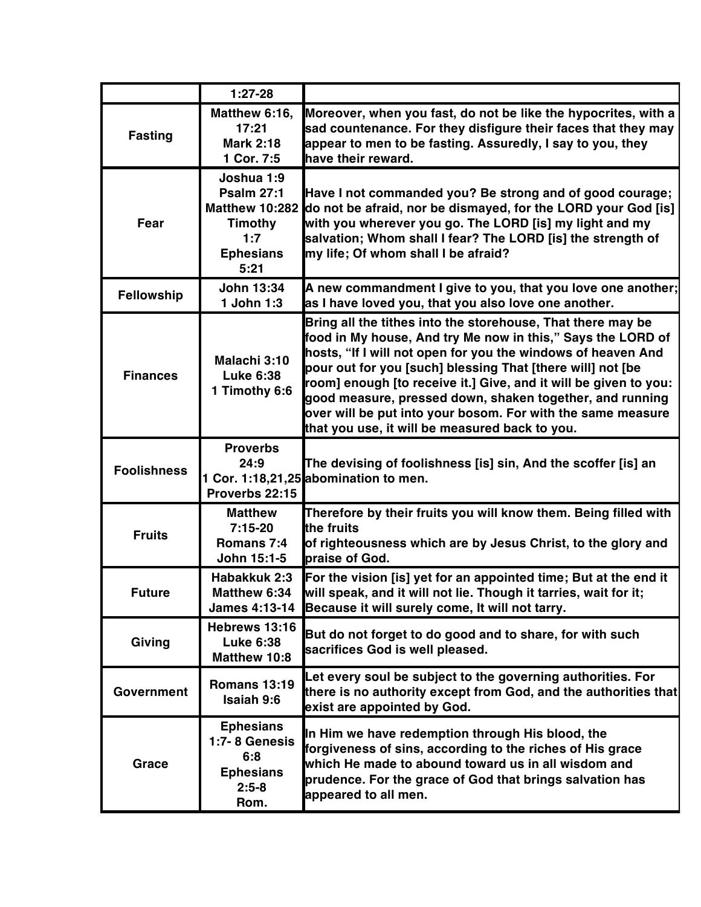|  |  |  |
|---|---|---|
|  | 1:27-28 |  |
| Fasting | Matthew 6:16, 17:21 Mark 2:18 1 Cor. 7:5 | Moreover, when you fast, do not be like the hypocrites, with a sad countenance. For they disfigure their faces that they may appear to men to be fasting. Assuredly, I say to you, they have their reward. |
| Fear | Joshua 1:9 Psalm 27:1 Matthew 10:282 Timothy 1:7 Ephesians 5:21 | Have I not commanded you? Be strong and of good courage; do not be afraid, nor be dismayed, for the LORD your God [is] with you wherever you go. The LORD [is] my light and my salvation; Whom shall I fear? The LORD [is] the strength of my life; Of whom shall I be afraid? |
| Fellowship | John 13:34 1 John 1:3 | A new commandment I give to you, that you love one another; as I have loved you, that you also love one another. |
| Finances | Malachi 3:10 Luke 6:38 1 Timothy 6:6 | Bring all the tithes into the storehouse, That there may be food in My house, And try Me now in this," Says the LORD of hosts, "If I will not open for you the windows of heaven And pour out for you [such] blessing That [there will] not [be room] enough [to receive it.] Give, and it will be given to you: good measure, pressed down, shaken together, and running over will be put into your bosom. For with the same measure that you use, it will be measured back to you. |
| Foolishness | Proverbs 24:9 1 Cor. 1:18,21,25 Proverbs 22:15 | The devising of foolishness [is] sin, And the scoffer [is] an abomination to men. |
| Fruits | Matthew 7:15-20 Romans 7:4 John 15:1-5 | Therefore by their fruits you will know them. Being filled with the fruits of righteousness which are by Jesus Christ, to the glory and praise of God. |
| Future | Habakkuk 2:3 Matthew 6:34 James 4:13-14 | For the vision [is] yet for an appointed time; But at the end it will speak, and it will not lie. Though it tarries, wait for it; Because it will surely come, It will not tarry. |
| Giving | Hebrews 13:16 Luke 6:38 Matthew 10:8 | But do not forget to do good and to share, for with such sacrifices God is well pleased. |
| Government | Romans 13:19 Isaiah 9:6 | Let every soul be subject to the governing authorities. For there is no authority except from God, and the authorities that exist are appointed by God. |
| Grace | Ephesians 1:7- 8 Genesis 6:8 Ephesians 2:5-8 Rom. | In Him we have redemption through His blood, the forgiveness of sins, according to the riches of His grace which He made to abound toward us in all wisdom and prudence. For the grace of God that brings salvation has appeared to all men. |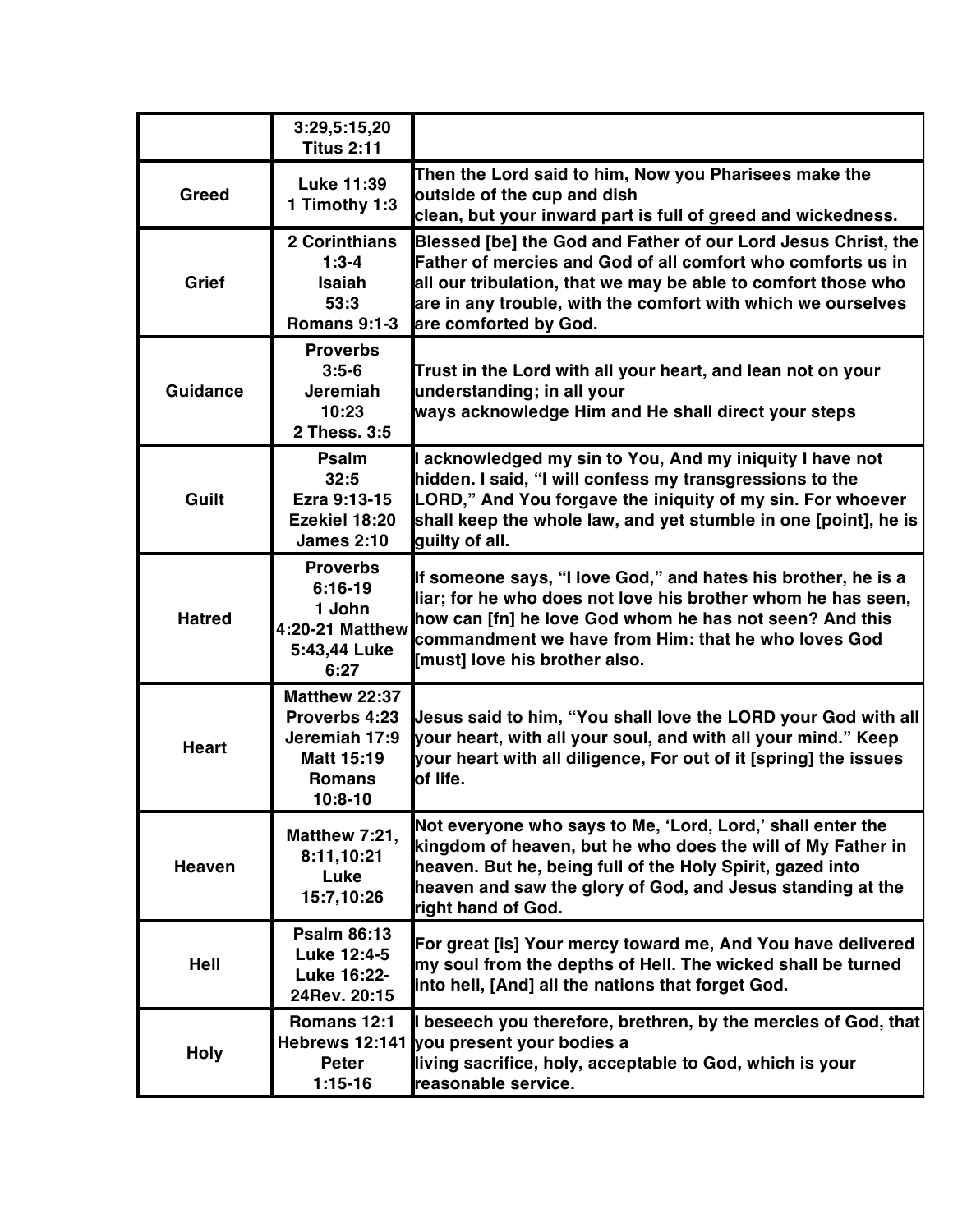| | | |
|---|---|---|
| | 3:29,5:15,20 Titus 2:11 | |
| Greed | Luke 11:39 1 Timothy 1:3 | Then the Lord said to him, Now you Pharisees make the outside of the cup and dish clean, but your inward part is full of greed and wickedness. |
| Grief | 2 Corinthians 1:3-4 Isaiah 53:3 Romans 9:1-3 | Blessed [be] the God and Father of our Lord Jesus Christ, the Father of mercies and God of all comfort who comforts us in all our tribulation, that we may be able to comfort those who are in any trouble, with the comfort with which we ourselves are comforted by God. |
| Guidance | Proverbs 3:5-6 Jeremiah 10:23 2 Thess. 3:5 | Trust in the Lord with all your heart, and lean not on your understanding; in all your ways acknowledge Him and He shall direct your steps |
| Guilt | Psalm 32:5 Ezra 9:13-15 Ezekiel 18:20 James 2:10 | I acknowledged my sin to You, And my iniquity I have not hidden. I said, "I will confess my transgressions to the LORD," And You forgave the iniquity of my sin. For whoever shall keep the whole law, and yet stumble in one [point], he is guilty of all. |
| Hatred | Proverbs 6:16-19 1 John 4:20-21 Matthew 5:43,44 Luke 6:27 | If someone says, "I love God," and hates his brother, he is a liar; for he who does not love his brother whom he has seen, how can [fn] he love God whom he has not seen? And this commandment we have from Him: that he who loves God [must] love his brother also. |
| Heart | Matthew 22:37 Proverbs 4:23 Jeremiah 17:9 Matt 15:19 Romans 10:8-10 | Jesus said to him, "You shall love the LORD your God with all your heart, with all your soul, and with all your mind." Keep your heart with all diligence, For out of it [spring] the issues of life. |
| Heaven | Matthew 7:21, 8:11,10:21 Luke 15:7,10:26 | Not everyone who says to Me, 'Lord, Lord,' shall enter the kingdom of heaven, but he who does the will of My Father in heaven. But he, being full of the Holy Spirit, gazed into heaven and saw the glory of God, and Jesus standing at the right hand of God. |
| Hell | Psalm 86:13 Luke 12:4-5 Luke 16:22-24Rev. 20:15 | For great [is] Your mercy toward me, And You have delivered my soul from the depths of Hell. The wicked shall be turned into hell, [And] all the nations that forget God. |
| Holy | Romans 12:1 Hebrews 12:141 Peter 1:15-16 | I beseech you therefore, brethren, by the mercies of God, that you present your bodies a living sacrifice, holy, acceptable to God, which is your reasonable service. |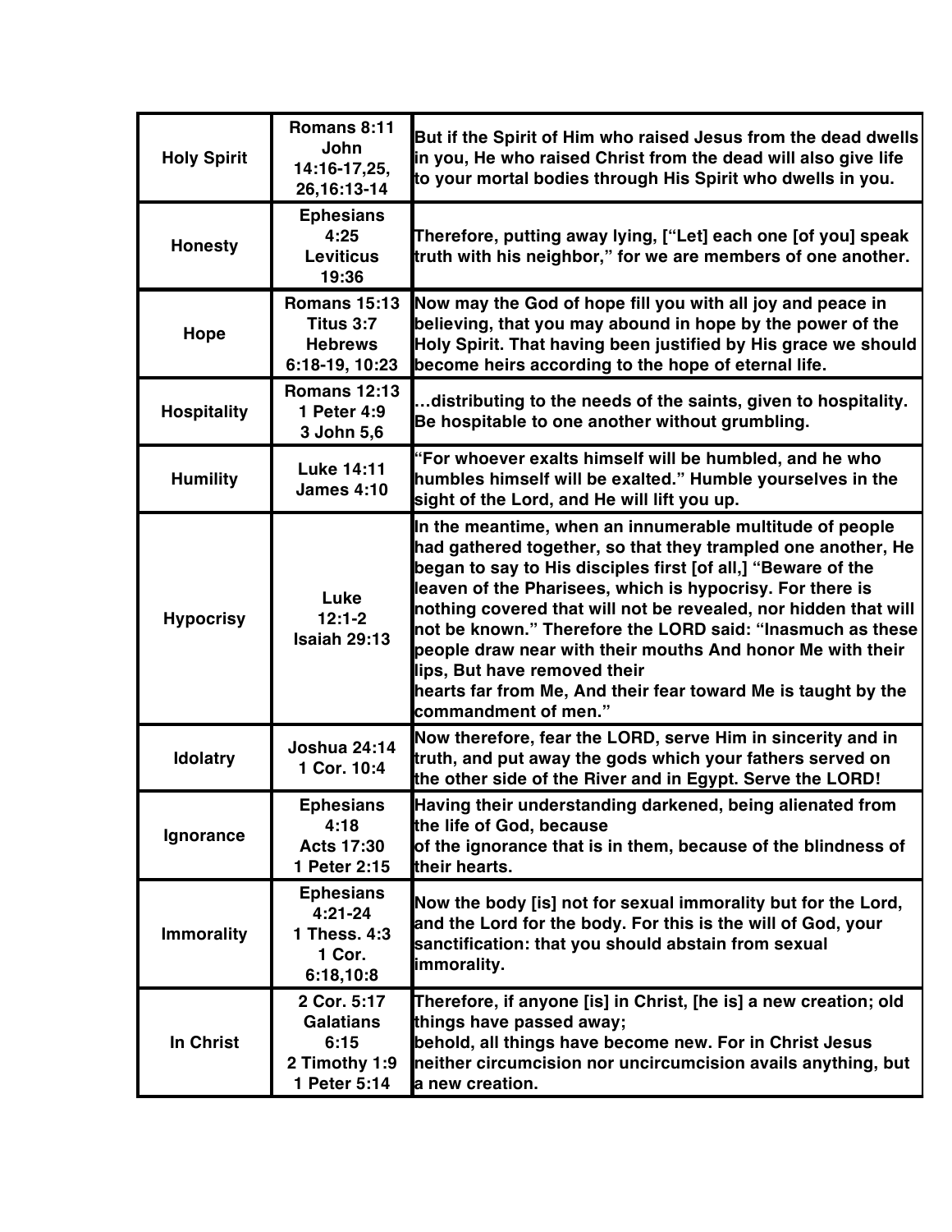| Holy Spirit | Romans 8:11 John 14:16-17,25, 26,16:13-14 | But if the Spirit of Him who raised Jesus from the dead dwells in you, He who raised Christ from the dead will also give life to your mortal bodies through His Spirit who dwells in you. |
|---|---|---|
| Honesty | Ephesians 4:25 Leviticus 19:36 | Therefore, putting away lying, ["Let] each one [of you] speak truth with his neighbor," for we are members of one another. |
| Hope | Romans 15:13 Titus 3:7 Hebrews 6:18-19, 10:23 | Now may the God of hope fill you with all joy and peace in believing, that you may abound in hope by the power of the Holy Spirit. That having been justified by His grace we should become heirs according to the hope of eternal life. |
| Hospitality | Romans 12:13 1 Peter 4:9 3 John 5,6 | …distributing to the needs of the saints, given to hospitality. Be hospitable to one another without grumbling. |
| Humility | Luke 14:11 James 4:10 | "For whoever exalts himself will be humbled, and he who humbles himself will be exalted." Humble yourselves in the sight of the Lord, and He will lift you up. |
| Hypocrisy | Luke 12:1-2 Isaiah 29:13 | In the meantime, when an innumerable multitude of people had gathered together, so that they trampled one another, He began to say to His disciples first [of all,] "Beware of the leaven of the Pharisees, which is hypocrisy. For there is nothing covered that will not be revealed, nor hidden that will not be known." Therefore the LORD said: "Inasmuch as these people draw near with their mouths And honor Me with their lips, But have removed their hearts far from Me, And their fear toward Me is taught by the commandment of men." |
| Idolatry | Joshua 24:14 1 Cor. 10:4 | Now therefore, fear the LORD, serve Him in sincerity and in truth, and put away the gods which your fathers served on the other side of the River and in Egypt. Serve the LORD! |
| Ignorance | Ephesians 4:18 Acts 17:30 1 Peter 2:15 | Having their understanding darkened, being alienated from the life of God, because of the ignorance that is in them, because of the blindness of their hearts. |
| Immorality | Ephesians 4:21-24 1 Thess. 4:3 1 Cor. 6:18,10:8 | Now the body [is] not for sexual immorality but for the Lord, and the Lord for the body. For this is the will of God, your sanctification: that you should abstain from sexual immorality. |
| In Christ | 2 Cor. 5:17 Galatians 6:15 2 Timothy 1:9 1 Peter 5:14 | Therefore, if anyone [is] in Christ, [he is] a new creation; old things have passed away; behold, all things have become new. For in Christ Jesus neither circumcision nor uncircumcision avails anything, but a new creation. |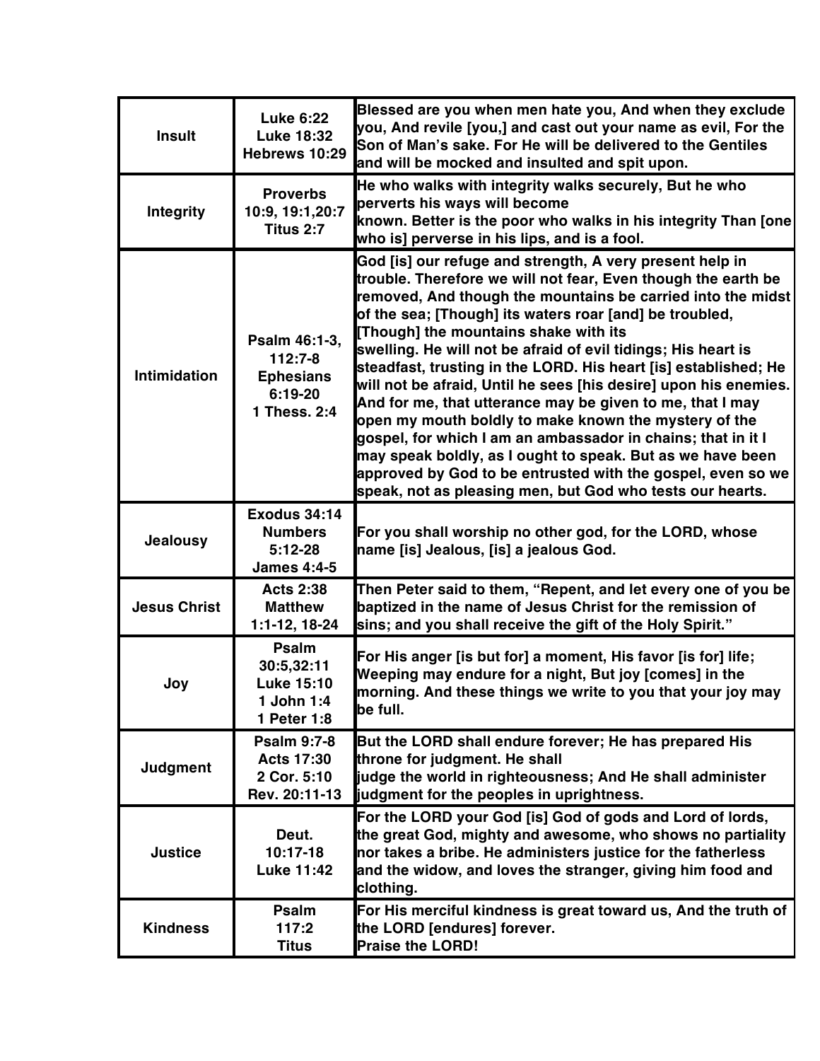| | | |
|---|---|---|
| **Insult** | **Luke 6:22 Luke 18:32 Hebrews 10:29** | **Blessed are you when men hate you, And when they exclude you, And revile [you,] and cast out your name as evil, For the Son of Man's sake. For He will be delivered to the Gentiles and will be mocked and insulted and spit upon.** |
| **Integrity** | **Proverbs 10:9, 19:1,20:7 Titus 2:7** | **He who walks with integrity walks securely, But he who perverts his ways will become known. Better is the poor who walks in his integrity Than [one who is] perverse in his lips, and is a fool.** |
| **Intimidation** | **Psalm 46:1-3, 112:7-8 Ephesians 6:19-20 1 Thess. 2:4** | **God [is] our refuge and strength, A very present help in trouble. Therefore we will not fear, Even though the earth be removed, And though the mountains be carried into the midst of the sea; [Though] its waters roar [and] be troubled, [Though] the mountains shake with its swelling. He will not be afraid of evil tidings; His heart is steadfast, trusting in the LORD. His heart [is] established; He will not be afraid, Until he sees [his desire] upon his enemies. And for me, that utterance may be given to me, that I may open my mouth boldly to make known the mystery of the gospel, for which I am an ambassador in chains; that in it I may speak boldly, as I ought to speak. But as we have been approved by God to be entrusted with the gospel, even so we speak, not as pleasing men, but God who tests our hearts.** |
| **Jealousy** | **Exodus 34:14 Numbers 5:12-28 James 4:4-5** | **For you shall worship no other god, for the LORD, whose name [is] Jealous, [is] a jealous God.** |
| **Jesus Christ** | **Acts 2:38 Matthew 1:1-12, 18-24** | **Then Peter said to them, "Repent, and let every one of you be baptized in the name of Jesus Christ for the remission of sins; and you shall receive the gift of the Holy Spirit."** |
| **Joy** | **Psalm 30:5,32:11 Luke 15:10 1 John 1:4 1 Peter 1:8** | **For His anger [is but for] a moment, His favor [is for] life; Weeping may endure for a night, But joy [comes] in the morning. And these things we write to you that your joy may be full.** |
| **Judgment** | **Psalm 9:7-8 Acts 17:30 2 Cor. 5:10 Rev. 20:11-13** | **But the LORD shall endure forever; He has prepared His throne for judgment. He shall judge the world in righteousness; And He shall administer judgment for the peoples in uprightness.** |
| **Justice** | **Deut. 10:17-18 Luke 11:42** | **For the LORD your God [is] God of gods and Lord of lords, the great God, mighty and awesome, who shows no partiality nor takes a bribe. He administers justice for the fatherless and the widow, and loves the stranger, giving him food and clothing.** |
| **Kindness** | **Psalm 117:2 Titus** | **For His merciful kindness is great toward us, And the truth of the LORD [endures] forever. Praise the LORD!** |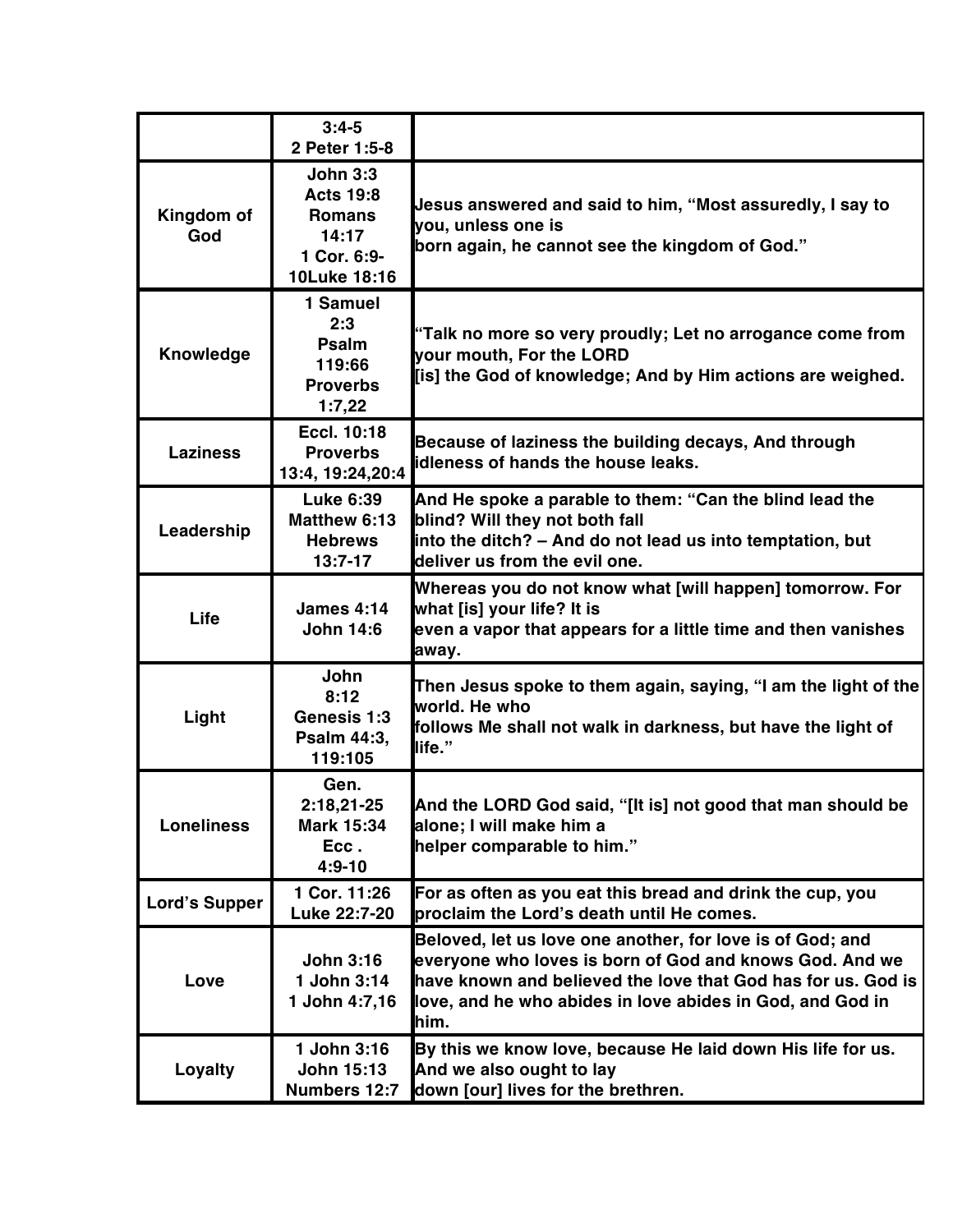| | | |
|---|---|---|
| | 3:4-5 2 Peter 1:5-8 | |
| Kingdom of God | John 3:3 Acts 19:8 Romans 14:17 1 Cor. 6:9-10Luke 18:16 | Jesus answered and said to him, "Most assuredly, I say to you, unless one is born again, he cannot see the kingdom of God." |
| Knowledge | 1 Samuel 2:3 Psalm 119:66 Proverbs 1:7,22 | "Talk no more so very proudly; Let no arrogance come from your mouth, For the LORD [is] the God of knowledge; And by Him actions are weighed. |
| Laziness | Eccl. 10:18 Proverbs 13:4, 19:24,20:4 | Because of laziness the building decays, And through idleness of hands the house leaks. |
| Leadership | Luke 6:39 Matthew 6:13 Hebrews 13:7-17 | And He spoke a parable to them: "Can the blind lead the blind? Will they not both fall into the ditch? – And do not lead us into temptation, but deliver us from the evil one. |
| Life | James 4:14 John 14:6 | Whereas you do not know what [will happen] tomorrow. For what [is] your life? It is even a vapor that appears for a little time and then vanishes away. |
| Light | John 8:12 Genesis 1:3 Psalm 44:3, 119:105 | Then Jesus spoke to them again, saying, "I am the light of the world. He who follows Me shall not walk in darkness, but have the light of life." |
| Loneliness | Gen. 2:18,21-25 Mark 15:34 Ecc . 4:9-10 | And the LORD God said, "[It is] not good that man should be alone; I will make him a helper comparable to him." |
| Lord's Supper | 1 Cor. 11:26 Luke 22:7-20 | For as often as you eat this bread and drink the cup, you proclaim the Lord's death until He comes. |
| Love | John 3:16 1 John 3:14 1 John 4:7,16 | Beloved, let us love one another, for love is of God; and everyone who loves is born of God and knows God. And we have known and believed the love that God has for us. God is love, and he who abides in love abides in God, and God in him. |
| Loyalty | 1 John 3:16 John 15:13 Numbers 12:7 | By this we know love, because He laid down His life for us. And we also ought to lay down [our] lives for the brethren. |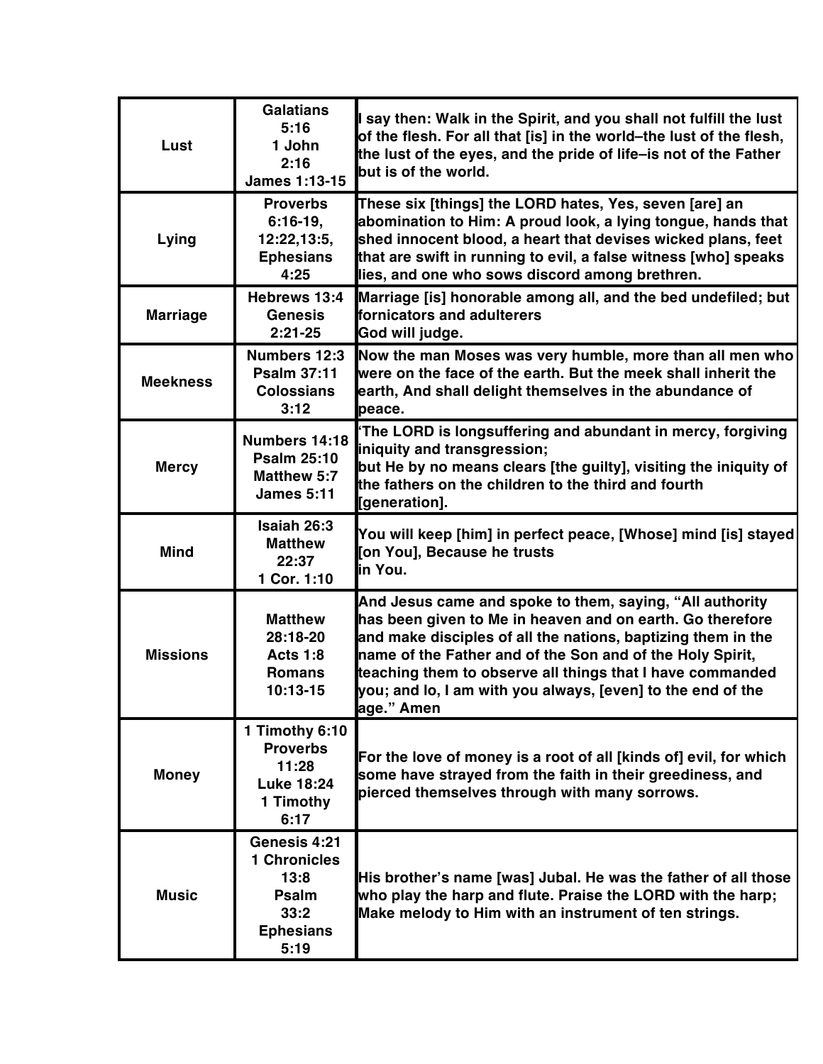| Lust | Galatians 5:16 1 John 2:16 James 1:13-15 | I say then: Walk in the Spirit, and you shall not fulfill the lust of the flesh. For all that [is] in the world–the lust of the flesh, the lust of the eyes, and the pride of life–is not of the Father but is of the world. |
|---|---|---|
| Lying | Proverbs 6:16-19, 12:22,13:5, Ephesians 4:25 | These six [things] the LORD hates, Yes, seven [are] an abomination to Him: A proud look, a lying tongue, hands that shed innocent blood, a heart that devises wicked plans, feet that are swift in running to evil, a false witness [who] speaks lies, and one who sows discord among brethren. |
| Marriage | Hebrews 13:4 Genesis 2:21-25 | Marriage [is] honorable among all, and the bed undefiled; but fornicators and adulterers God will judge. |
| Meekness | Numbers 12:3 Psalm 37:11 Colossians 3:12 | Now the man Moses was very humble, more than all men who were on the face of the earth. But the meek shall inherit the earth, And shall delight themselves in the abundance of peace. |
| Mercy | Numbers 14:18 Psalm 25:10 Matthew 5:7 James 5:11 | 'The LORD is longsuffering and abundant in mercy, forgiving iniquity and transgression; but He by no means clears [the guilty], visiting the iniquity of the fathers on the children to the third and fourth [generation]. |
| Mind | Isaiah 26:3 Matthew 22:37 1 Cor. 1:10 | You will keep [him] in perfect peace, [Whose] mind [is] stayed [on You], Because he trusts in You. |
| Missions | Matthew 28:18-20 Acts 1:8 Romans 10:13-15 | And Jesus came and spoke to them, saying, "All authority has been given to Me in heaven and on earth. Go therefore and make disciples of all the nations, baptizing them in the name of the Father and of the Son and of the Holy Spirit, teaching them to observe all things that I have commanded you; and lo, I am with you always, [even] to the end of the age." Amen |
| Money | 1 Timothy 6:10 Proverbs 11:28 Luke 18:24 1 Timothy 6:17 | For the love of money is a root of all [kinds of] evil, for which some have strayed from the faith in their greediness, and pierced themselves through with many sorrows. |
| Music | Genesis 4:21 1 Chronicles 13:8 Psalm 33:2 Ephesians 5:19 | His brother's name [was] Jubal. He was the father of all those who play the harp and flute. Praise the LORD with the harp; Make melody to Him with an instrument of ten strings. |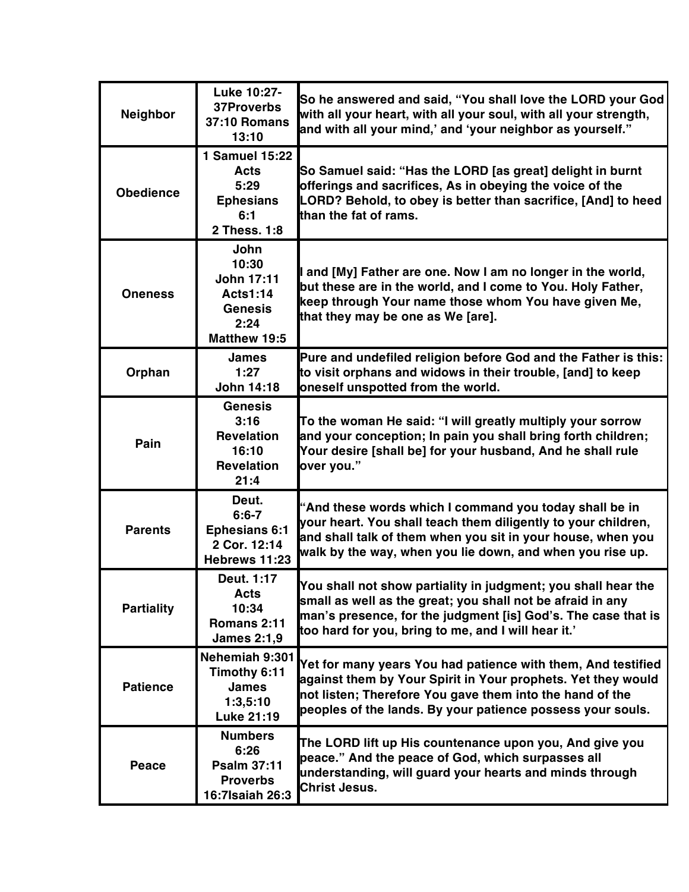| Neighbor | Luke 10:27-37Proverbs 37:10 Romans 13:10 | So he answered and said, "You shall love the LORD your God with all your heart, with all your soul, with all your strength, and with all your mind,' and 'your neighbor as yourself." |
|---|---|---|
| Obedience | 1 Samuel 15:22 Acts 5:29 Ephesians 6:1 2 Thess. 1:8 | So Samuel said: "Has the LORD [as great] delight in burnt offerings and sacrifices, As in obeying the voice of the LORD? Behold, to obey is better than sacrifice, [And] to heed than the fat of rams. |
| Oneness | John 10:30 John 17:11 Acts1:14 Genesis 2:24 Matthew 19:5 | I and [My] Father are one. Now I am no longer in the world, but these are in the world, and I come to You. Holy Father, keep through Your name those whom You have given Me, that they may be one as We [are]. |
| Orphan | James 1:27 John 14:18 | Pure and undefiled religion before God and the Father is this: to visit orphans and widows in their trouble, [and] to keep oneself unspotted from the world. |
| Pain | Genesis 3:16 Revelation 16:10 Revelation 21:4 | To the woman He said: "I will greatly multiply your sorrow and your conception; In pain you shall bring forth children; Your desire [shall be] for your husband, And he shall rule over you." |
| Parents | Deut. 6:6-7 Ephesians 6:1 2 Cor. 12:14 Hebrews 11:23 | "And these words which I command you today shall be in your heart. You shall teach them diligently to your children, and shall talk of them when you sit in your house, when you walk by the way, when you lie down, and when you rise up. |
| Partiality | Deut. 1:17 Acts 10:34 Romans 2:11 James 2:1,9 | You shall not show partiality in judgment; you shall hear the small as well as the great; you shall not be afraid in any man's presence, for the judgment [is] God's. The case that is too hard for you, bring to me, and I will hear it.' |
| Patience | Nehemiah 9:301 Timothy 6:11 James 1:3,5:10 Luke 21:19 | Yet for many years You had patience with them, And testified against them by Your Spirit in Your prophets. Yet they would not listen; Therefore You gave them into the hand of the peoples of the lands. By your patience possess your souls. |
| Peace | Numbers 6:26 Psalm 37:11 Proverbs 16:7Isaiah 26:3 | The LORD lift up His countenance upon you, And give you peace." And the peace of God, which surpasses all understanding, will guard your hearts and minds through Christ Jesus. |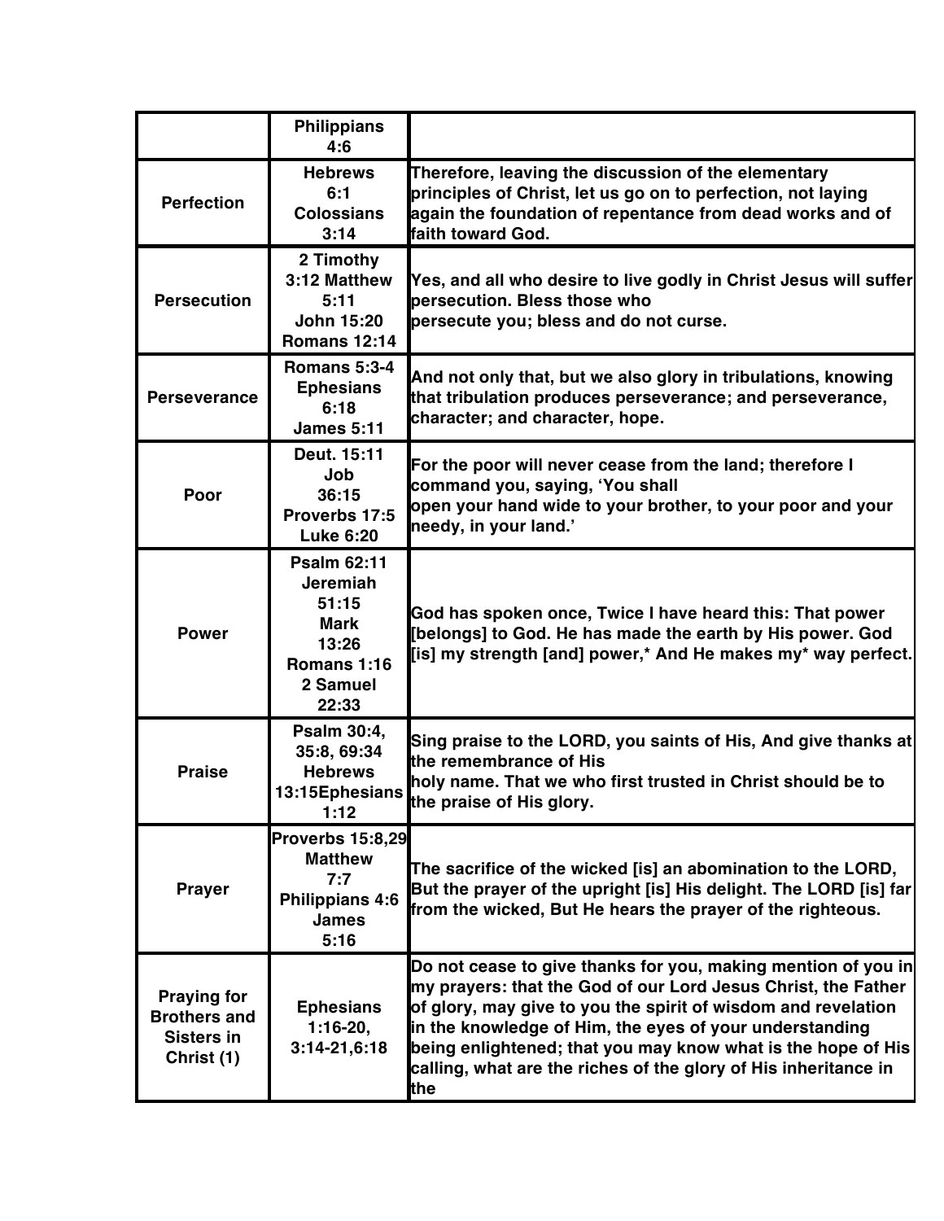| | | |
|---|---|---|
| | **Philippians 4:6** | |
| **Perfection** | **Hebrews 6:1 Colossians 3:14** | **Therefore, leaving the discussion of the elementary principles of Christ, let us go on to perfection, not laying again the foundation of repentance from dead works and of faith toward God.** |
| **Persecution** | **2 Timothy 3:12 Matthew 5:11 John 15:20 Romans 12:14** | **Yes, and all who desire to live godly in Christ Jesus will suffer persecution. Bless those who persecute you; bless and do not curse.** |
| **Perseverance** | **Romans 5:3-4 Ephesians 6:18 James 5:11** | **And not only that, but we also glory in tribulations, knowing that tribulation produces perseverance; and perseverance, character; and character, hope.** |
| **Poor** | **Deut. 15:11 Job 36:15 Proverbs 17:5 Luke 6:20** | **For the poor will never cease from the land; therefore I command you, saying, 'You shall open your hand wide to your brother, to your poor and your needy, in your land.'** |
| **Power** | **Psalm 62:11 Jeremiah 51:15 Mark 13:26 Romans 1:16 2 Samuel 22:33** | **God has spoken once, Twice I have heard this: That power [belongs] to God. He has made the earth by His power. God [is] my strength [and] power,* And He makes my* way perfect.** |
| **Praise** | **Psalm 30:4, 35:8, 69:34 Hebrews 13:15Ephesians 1:12** | **Sing praise to the LORD, you saints of His, And give thanks at the remembrance of His holy name. That we who first trusted in Christ should be to the praise of His glory.** |
| **Prayer** | **Proverbs 15:8,29 Matthew 7:7 Philippians 4:6 James 5:16** | **The sacrifice of the wicked [is] an abomination to the LORD, But the prayer of the upright [is] His delight. The LORD [is] far from the wicked, But He hears the prayer of the righteous.** |
| **Praying for Brothers and Sisters in Christ (1)** | **Ephesians 1:16-20, 3:14-21,6:18** | **Do not cease to give thanks for you, making mention of you in my prayers: that the God of our Lord Jesus Christ, the Father of glory, may give to you the spirit of wisdom and revelation in the knowledge of Him, the eyes of your understanding being enlightened; that you may know what is the hope of His calling, what are the riches of the glory of His inheritance in the** |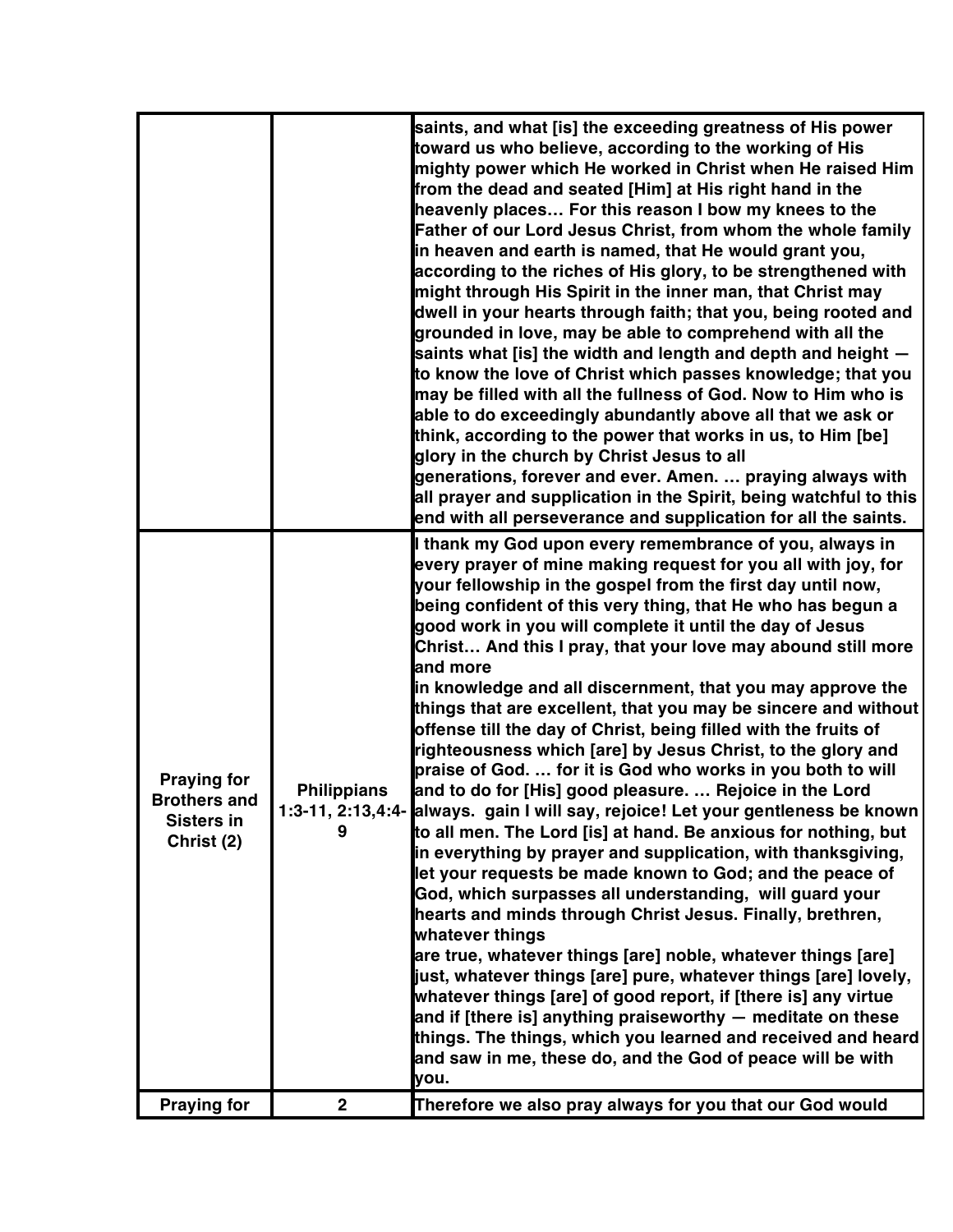| | | |
|---|---|---|
| | | saints, and what [is] the exceeding greatness of His power toward us who believe, according to the working of His mighty power which He worked in Christ when He raised Him from the dead and seated [Him] at His right hand in the heavenly places… For this reason I bow my knees to the Father of our Lord Jesus Christ, from whom the whole family in heaven and earth is named, that He would grant you, according to the riches of His glory, to be strengthened with might through His Spirit in the inner man, that Christ may dwell in your hearts through faith; that you, being rooted and grounded in love, may be able to comprehend with all the saints what [is] the width and length and depth and height — to know the love of Christ which passes knowledge; that you may be filled with all the fullness of God. Now to Him who is able to do exceedingly abundantly above all that we ask or think, according to the power that works in us, to Him [be] glory in the church by Christ Jesus to all generations, forever and ever. Amen. … praying always with all prayer and supplication in the Spirit, being watchful to this end with all perseverance and supplication for all the saints. |
| **Praying for Brothers and Sisters in Christ (2)** | **Philippians 1:3-11, 2:13,4:4-9** | I thank my God upon every remembrance of you, always in every prayer of mine making request for you all with joy, for your fellowship in the gospel from the first day until now, being confident of this very thing, that He who has begun a good work in you will complete it until the day of Jesus Christ… And this I pray, that your love may abound still more and more in knowledge and all discernment, that you may approve the things that are excellent, that you may be sincere and without offense till the day of Christ, being filled with the fruits of righteousness which [are] by Jesus Christ, to the glory and praise of God. … for it is God who works in you both to will and to do for [His] good pleasure. … Rejoice in the Lord always. gain I will say, rejoice! Let your gentleness be known to all men. The Lord [is] at hand. Be anxious for nothing, but in everything by prayer and supplication, with thanksgiving, let your requests be made known to God; and the peace of God, which surpasses all understanding, will guard your hearts and minds through Christ Jesus. Finally, brethren, whatever things are true, whatever things [are] noble, whatever things [are] just, whatever things [are] pure, whatever things [are] lovely, whatever things [are] of good report, if [there is] any virtue and if [there is] anything praiseworthy — meditate on these things. The things, which you learned and received and heard and saw in me, these do, and the God of peace will be with you. |
| **Praying for** | **2** | Therefore we also pray always for you that our God would |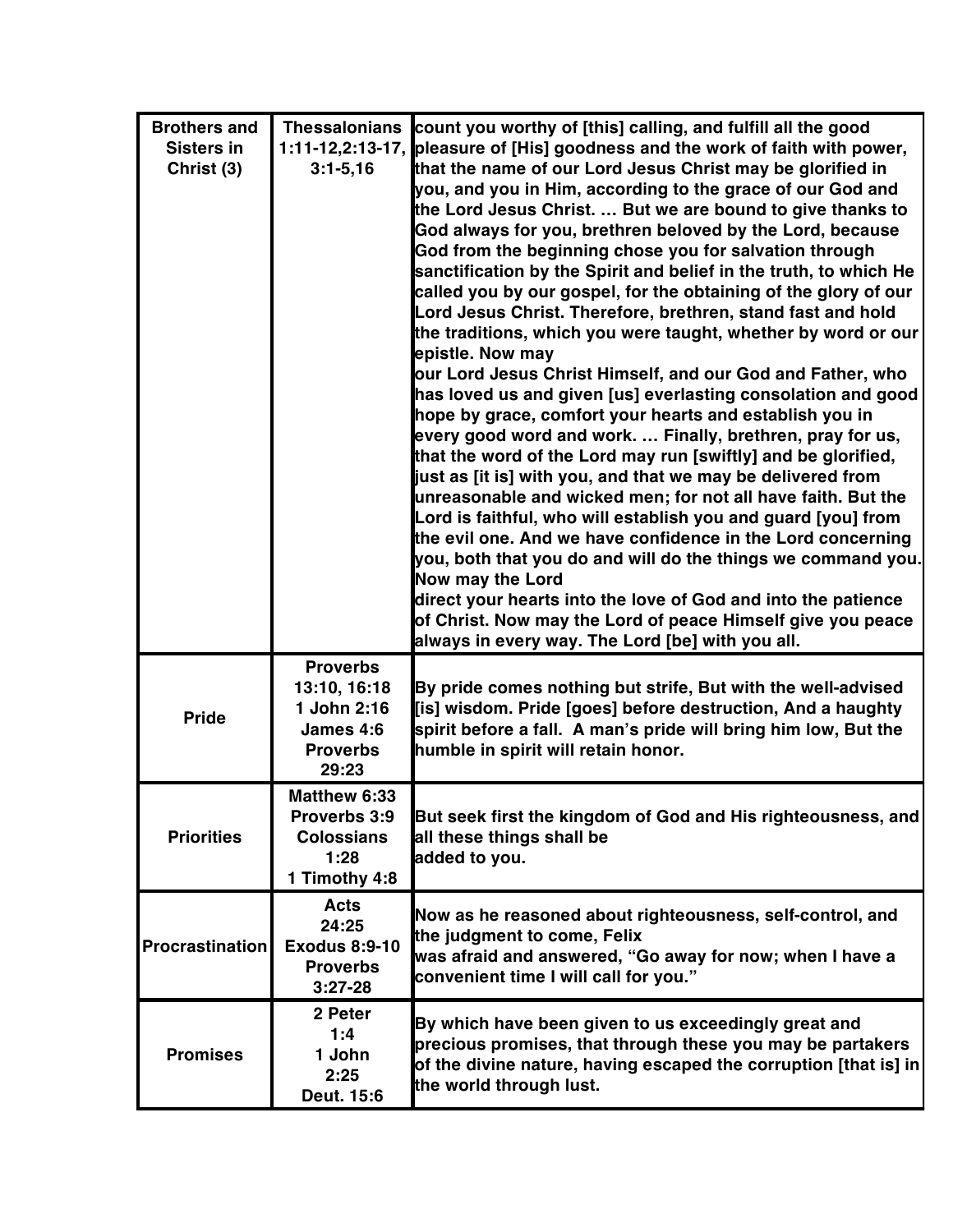| | | |
|---|---|---|
| **Brothers and Sisters in Christ (3)** | **Thessalonians 1:11-12,2:13-17, 3:1-5,16** | **count you worthy of [this] calling, and fulfill all the good pleasure of [His] goodness and the work of faith with power, that the name of our Lord Jesus Christ may be glorified in you, and you in Him, according to the grace of our God and the Lord Jesus Christ. … But we are bound to give thanks to God always for you, brethren beloved by the Lord, because God from the beginning chose you for salvation through sanctification by the Spirit and belief in the truth, to which He called you by our gospel, for the obtaining of the glory of our Lord Jesus Christ. Therefore, brethren, stand fast and hold the traditions, which you were taught, whether by word or our epistle. Now may our Lord Jesus Christ Himself, and our God and Father, who has loved us and given [us] everlasting consolation and good hope by grace, comfort your hearts and establish you in every good word and work. … Finally, brethren, pray for us, that the word of the Lord may run [swiftly] and be glorified, just as [it is] with you, and that we may be delivered from unreasonable and wicked men; for not all have faith. But the Lord is faithful, who will establish you and guard [you] from the evil one. And we have confidence in the Lord concerning you, both that you do and will do the things we command you. Now may the Lord direct your hearts into the love of God and into the patience of Christ. Now may the Lord of peace Himself give you peace always in every way. The Lord [be] with you all.** |
| **Pride** | **Proverbs 13:10, 16:18 1 John 2:16 James 4:6 Proverbs 29:23** | **By pride comes nothing but strife, But with the well-advised [is] wisdom. Pride [goes] before destruction, And a haughty spirit before a fall. A man's pride will bring him low, But the humble in spirit will retain honor.** |
| **Priorities** | **Matthew 6:33 Proverbs 3:9 Colossians 1:28 1 Timothy 4:8** | **But seek first the kingdom of God and His righteousness, and all these things shall be added to you.** |
| **Procrastination** | **Acts 24:25 Exodus 8:9-10 Proverbs 3:27-28** | **Now as he reasoned about righteousness, self-control, and the judgment to come, Felix was afraid and answered, "Go away for now; when I have a convenient time I will call for you."** |
| **Promises** | **2 Peter 1:4 1 John 2:25 Deut. 15:6** | **By which have been given to us exceedingly great and precious promises, that through these you may be partakers of the divine nature, having escaped the corruption [that is] in the world through lust.** |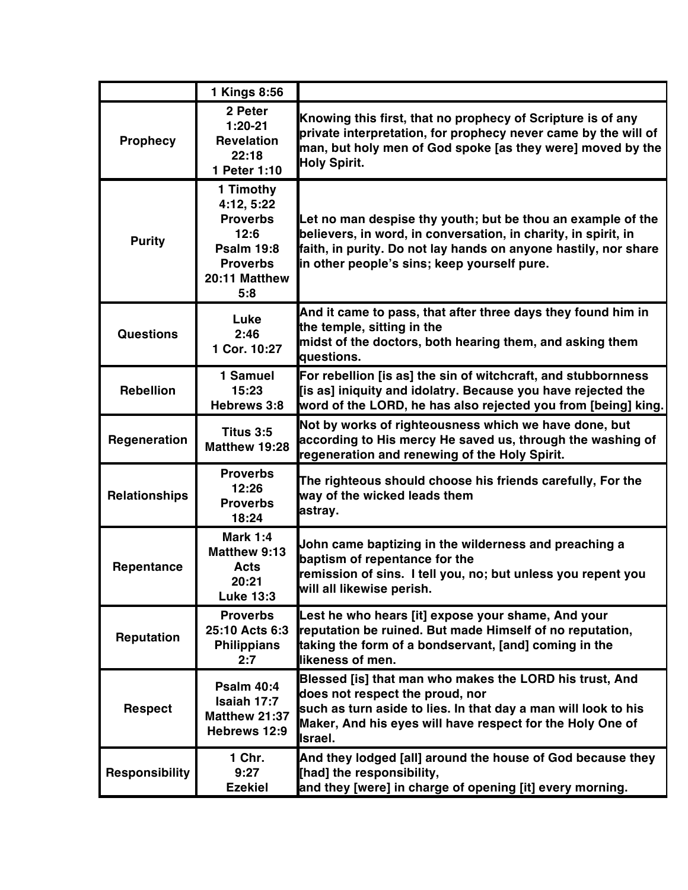|  | 1 Kings 8:56 |  |
|---|---|---|
| **Prophecy** | 2 Peter 1:20-21 Revelation 22:18 1 Peter 1:10 | Knowing this first, that no prophecy of Scripture is of any private interpretation, for prophecy never came by the will of man, but holy men of God spoke [as they were] moved by the Holy Spirit. |
| **Purity** | 1 Timothy 4:12, 5:22 Proverbs 12:6 Psalm 19:8 Proverbs 20:11 Matthew 5:8 | Let no man despise thy youth; but be thou an example of the believers, in word, in conversation, in charity, in spirit, in faith, in purity. Do not lay hands on anyone hastily, nor share in other people's sins; keep yourself pure. |
| **Questions** | Luke 2:46 1 Cor. 10:27 | And it came to pass, that after three days they found him in the temple, sitting in the midst of the doctors, both hearing them, and asking them questions. |
| **Rebellion** | 1 Samuel 15:23 Hebrews 3:8 | For rebellion [is as] the sin of witchcraft, and stubbornness [is as] iniquity and idolatry. Because you have rejected the word of the LORD, he has also rejected you from [being] king. |
| **Regeneration** | Titus 3:5 Matthew 19:28 | Not by works of righteousness which we have done, but according to His mercy He saved us, through the washing of regeneration and renewing of the Holy Spirit. |
| **Relationships** | Proverbs 12:26 Proverbs 18:24 | The righteous should choose his friends carefully, For the way of the wicked leads them astray. |
| **Repentance** | Mark 1:4 Matthew 9:13 Acts 20:21 Luke 13:3 | John came baptizing in the wilderness and preaching a baptism of repentance for the remission of sins. I tell you, no; but unless you repent you will all likewise perish. |
| **Reputation** | Proverbs 25:10 Acts 6:3 Philippians 2:7 | Lest he who hears [it] expose your shame, And your reputation be ruined. But made Himself of no reputation, taking the form of a bondservant, [and] coming in the likeness of men. |
| **Respect** | Psalm 40:4 Isaiah 17:7 Matthew 21:37 Hebrews 12:9 | Blessed [is] that man who makes the LORD his trust, And does not respect the proud, nor such as turn aside to lies. In that day a man will look to his Maker, And his eyes will have respect for the Holy One of Israel. |
| **Responsibility** | 1 Chr. 9:27 Ezekiel | And they lodged [all] around the house of God because they [had] the responsibility, and they [were] in charge of opening [it] every morning. |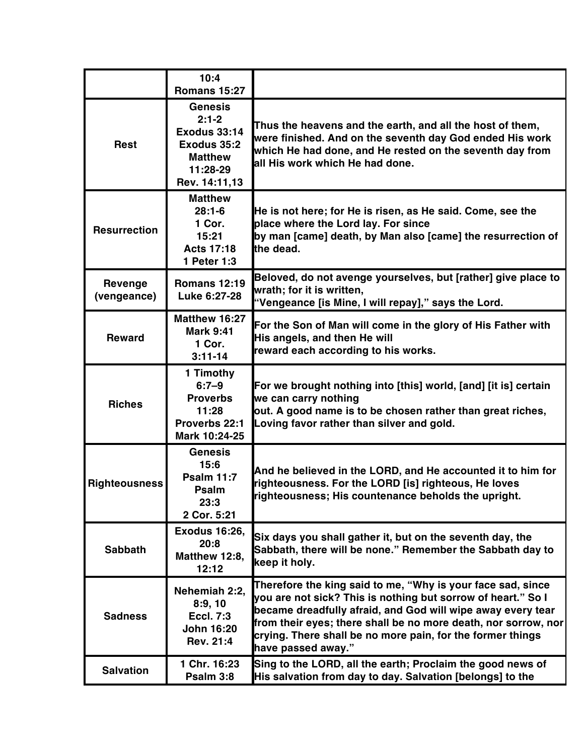| | | |
|---|---|---|
| | 10:4 Romans 15:27 | |
| **Rest** | **Genesis 2:1-2 Exodus 33:14 Exodus 35:2 Matthew 11:28-29 Rev. 14:11,13** | **Thus the heavens and the earth, and all the host of them, were finished. And on the seventh day God ended His work which He had done, and He rested on the seventh day from all His work which He had done.** |
| **Resurrection** | **Matthew 28:1-6 1 Cor. 15:21 Acts 17:18 1 Peter 1:3** | **He is not here; for He is risen, as He said. Come, see the place where the Lord lay. For since by man [came] death, by Man also [came] the resurrection of the dead.** |
| **Revenge (vengeance)** | **Romans 12:19 Luke 6:27-28** | **Beloved, do not avenge yourselves, but [rather] give place to wrath; for it is written, "Vengeance [is Mine, I will repay]," says the Lord.** |
| **Reward** | **Matthew 16:27 Mark 9:41 1 Cor. 3:11-14** | **For the Son of Man will come in the glory of His Father with His angels, and then He will reward each according to his works.** |
| **Riches** | **1 Timothy 6:7–9 Proverbs 11:28 Proverbs 22:1 Mark 10:24-25** | **For we brought nothing into [this] world, [and] [it is] certain we can carry nothing out. A good name is to be chosen rather than great riches, Loving favor rather than silver and gold.** |
| **Righteousness** | **Genesis 15:6 Psalm 11:7 Psalm 23:3 2 Cor. 5:21** | **And he believed in the LORD, and He accounted it to him for righteousness. For the LORD [is] righteous, He loves righteousness; His countenance beholds the upright.** |
| **Sabbath** | **Exodus 16:26, 20:8 Matthew 12:8, 12:12** | **Six days you shall gather it, but on the seventh day, the Sabbath, there will be none." Remember the Sabbath day to keep it holy.** |
| **Sadness** | **Nehemiah 2:2, 8:9, 10 Eccl. 7:3 John 16:20 Rev. 21:4** | **Therefore the king said to me, "Why is your face sad, since you are not sick? This is nothing but sorrow of heart." So I became dreadfully afraid, and God will wipe away every tear from their eyes; there shall be no more death, nor sorrow, nor crying. There shall be no more pain, for the former things have passed away."** |
| **Salvation** | **1 Chr. 16:23 Psalm 3:8** | **Sing to the LORD, all the earth; Proclaim the good news of His salvation from day to day. Salvation [belongs] to the** |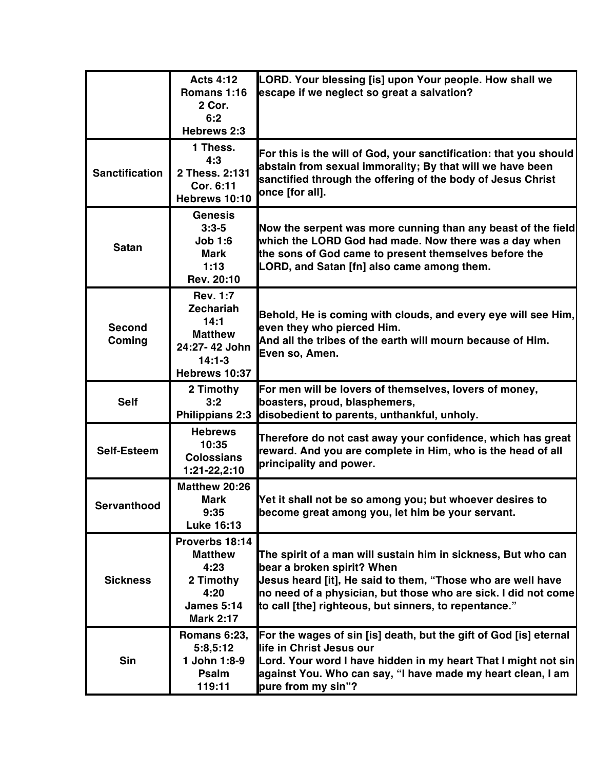| | | |
|---|---|---|
| | Acts 4:12 Romans 1:16 2 Cor. 6:2 Hebrews 2:3 | LORD. Your blessing [is] upon Your people. How shall we escape if we neglect so great a salvation? |
| Sanctification | 1 Thess. 4:3 2 Thess. 2:131 Cor. 6:11 Hebrews 10:10 | For this is the will of God, your sanctification: that you should abstain from sexual immorality; By that will we have been sanctified through the offering of the body of Jesus Christ once [for all]. |
| Satan | Genesis 3:3-5 Job 1:6 Mark 1:13 Rev. 20:10 | Now the serpent was more cunning than any beast of the field which the LORD God had made. Now there was a day when the sons of God came to present themselves before the LORD, and Satan [fn] also came among them. |
| Second Coming | Rev. 1:7 Zechariah 14:1 Matthew 24:27- 42 John 14:1-3 Hebrews 10:37 | Behold, He is coming with clouds, and every eye will see Him, even they who pierced Him. And all the tribes of the earth will mourn because of Him. Even so, Amen. |
| Self | 2 Timothy 3:2 Philippians 2:3 | For men will be lovers of themselves, lovers of money, boasters, proud, blasphemers, disobedient to parents, unthankful, unholy. |
| Self-Esteem | Hebrews 10:35 Colossians 1:21-22,2:10 | Therefore do not cast away your confidence, which has great reward. And you are complete in Him, who is the head of all principality and power. |
| Servanthood | Matthew 20:26 Mark 9:35 Luke 16:13 | Yet it shall not be so among you; but whoever desires to become great among you, let him be your servant. |
| Sickness | Proverbs 18:14 Matthew 4:23 2 Timothy 4:20 James 5:14 Mark 2:17 | The spirit of a man will sustain him in sickness, But who can bear a broken spirit? When Jesus heard [it], He said to them, "Those who are well have no need of a physician, but those who are sick. I did not come to call [the] righteous, but sinners, to repentance." |
| Sin | Romans 6:23, 5:8,5:12 1 John 1:8-9 Psalm 119:11 | For the wages of sin [is] death, but the gift of God [is] eternal life in Christ Jesus our Lord. Your word I have hidden in my heart That I might not sin against You. Who can say, "I have made my heart clean, I am pure from my sin"? |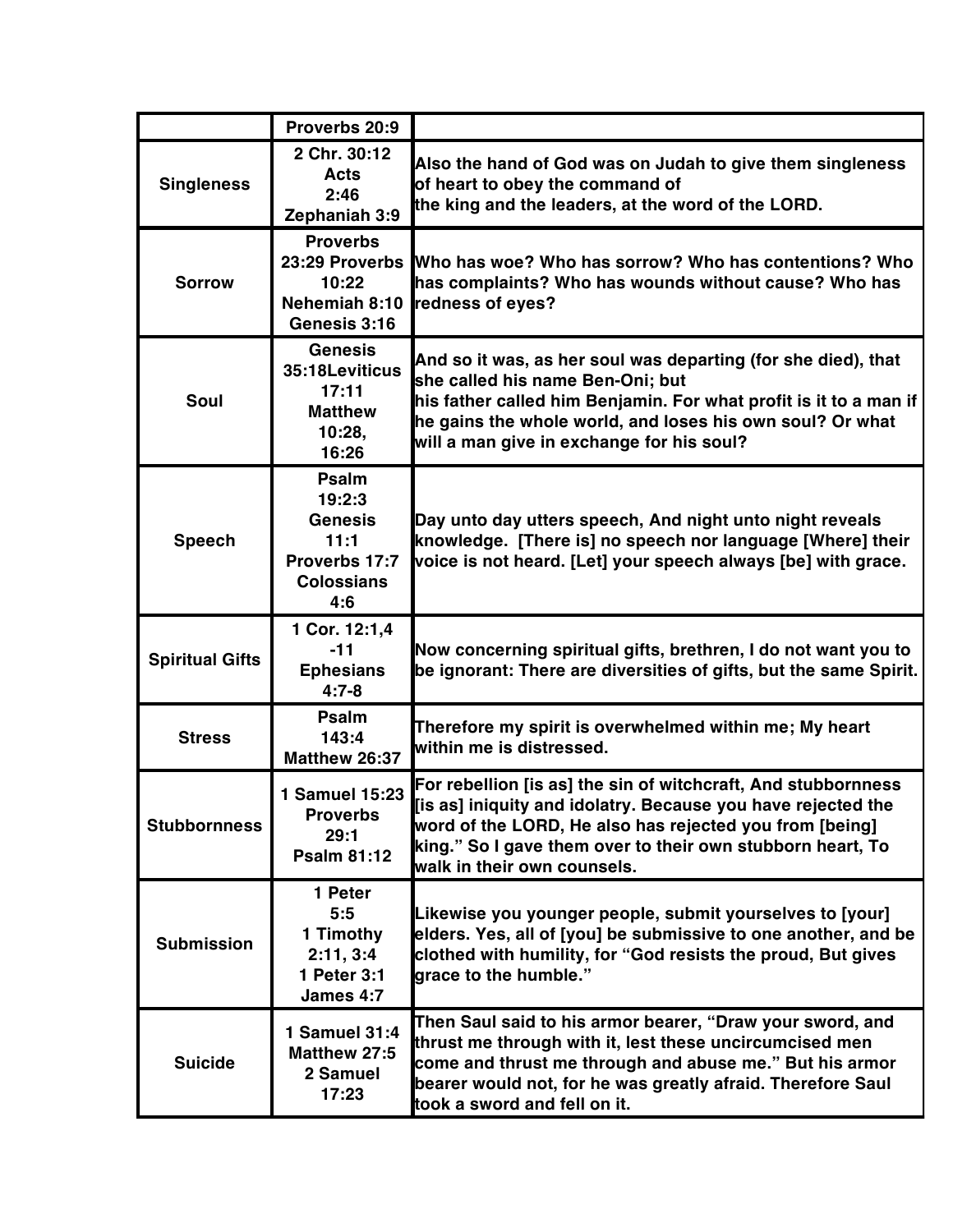| | Proverbs 20:9 | |
|---|---|---|
| Singleness | 2 Chr. 30:12 Acts 2:46 Zephaniah 3:9 | Also the hand of God was on Judah to give them singleness of heart to obey the command of the king and the leaders, at the word of the LORD. |
| Sorrow | Proverbs 23:29 Proverbs 10:22 Nehemiah 8:10 Genesis 3:16 | Who has woe? Who has sorrow? Who has contentions? Who has complaints? Who has wounds without cause? Who has redness of eyes? |
| Soul | Genesis 35:18Leviticus 17:11 Matthew 10:28, 16:26 | And so it was, as her soul was departing (for she died), that she called his name Ben-Oni; but his father called him Benjamin. For what profit is it to a man if he gains the whole world, and loses his own soul? Or what will a man give in exchange for his soul? |
| Speech | Psalm 19:2:3 Genesis 11:1 Proverbs 17:7 Colossians 4:6 | Day unto day utters speech, And night unto night reveals knowledge. [There is] no speech nor language [Where] their voice is not heard. [Let] your speech always [be] with grace. |
| Spiritual Gifts | 1 Cor. 12:1,4 -11 Ephesians 4:7-8 | Now concerning spiritual gifts, brethren, I do not want you to be ignorant: There are diversities of gifts, but the same Spirit. |
| Stress | Psalm 143:4 Matthew 26:37 | Therefore my spirit is overwhelmed within me; My heart within me is distressed. |
| Stubbornness | 1 Samuel 15:23 Proverbs 29:1 Psalm 81:12 | For rebellion [is as] the sin of witchcraft, And stubbornness [is as] iniquity and idolatry. Because you have rejected the word of the LORD, He also has rejected you from [being] king." So I gave them over to their own stubborn heart, To walk in their own counsels. |
| Submission | 1 Peter 5:5 1 Timothy 2:11, 3:4 1 Peter 3:1 James 4:7 | Likewise you younger people, submit yourselves to [your] elders. Yes, all of [you] be submissive to one another, and be clothed with humility, for "God resists the proud, But gives grace to the humble." |
| Suicide | 1 Samuel 31:4 Matthew 27:5 2 Samuel 17:23 | Then Saul said to his armor bearer, "Draw your sword, and thrust me through with it, lest these uncircumcised men come and thrust me through and abuse me." But his armor bearer would not, for he was greatly afraid. Therefore Saul took a sword and fell on it. |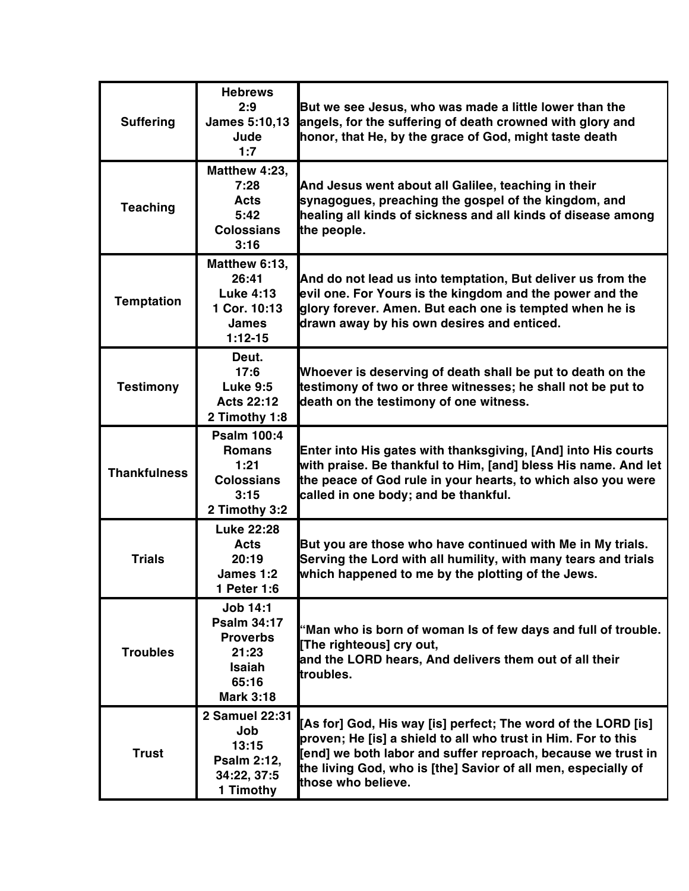| Suffering | Hebrews 2:9 James 5:10,13 Jude 1:7 | But we see Jesus, who was made a little lower than the angels, for the suffering of death crowned with glory and honor, that He, by the grace of God, might taste death |
|---|---|---|
| Teaching | Matthew 4:23, 7:28 Acts 5:42 Colossians 3:16 | And Jesus went about all Galilee, teaching in their synagogues, preaching the gospel of the kingdom, and healing all kinds of sickness and all kinds of disease among the people. |
| Temptation | Matthew 6:13, 26:41 Luke 4:13 1 Cor. 10:13 James 1:12-15 | And do not lead us into temptation, But deliver us from the evil one. For Yours is the kingdom and the power and the glory forever. Amen. But each one is tempted when he is drawn away by his own desires and enticed. |
| Testimony | Deut. 17:6 Luke 9:5 Acts 22:12 2 Timothy 1:8 | Whoever is deserving of death shall be put to death on the testimony of two or three witnesses; he shall not be put to death on the testimony of one witness. |
| Thankfulness | Psalm 100:4 Romans 1:21 Colossians 3:15 2 Timothy 3:2 | Enter into His gates with thanksgiving, [And] into His courts with praise. Be thankful to Him, [and] bless His name. And let the peace of God rule in your hearts, to which also you were called in one body; and be thankful. |
| Trials | Luke 22:28 Acts 20:19 James 1:2 1 Peter 1:6 | But you are those who have continued with Me in My trials. Serving the Lord with all humility, with many tears and trials which happened to me by the plotting of the Jews. |
| Troubles | Job 14:1 Psalm 34:17 Proverbs 21:23 Isaiah 65:16 Mark 3:18 | "Man who is born of woman Is of few days and full of trouble. [The righteous] cry out, and the LORD hears, And delivers them out of all their troubles. |
| Trust | 2 Samuel 22:31 Job 13:15 Psalm 2:12, 34:22, 37:5 1 Timothy | [As for] God, His way [is] perfect; The word of the LORD [is] proven; He [is] a shield to all who trust in Him. For to this [end] we both labor and suffer reproach, because we trust in the living God, who is [the] Savior of all men, especially of those who believe. |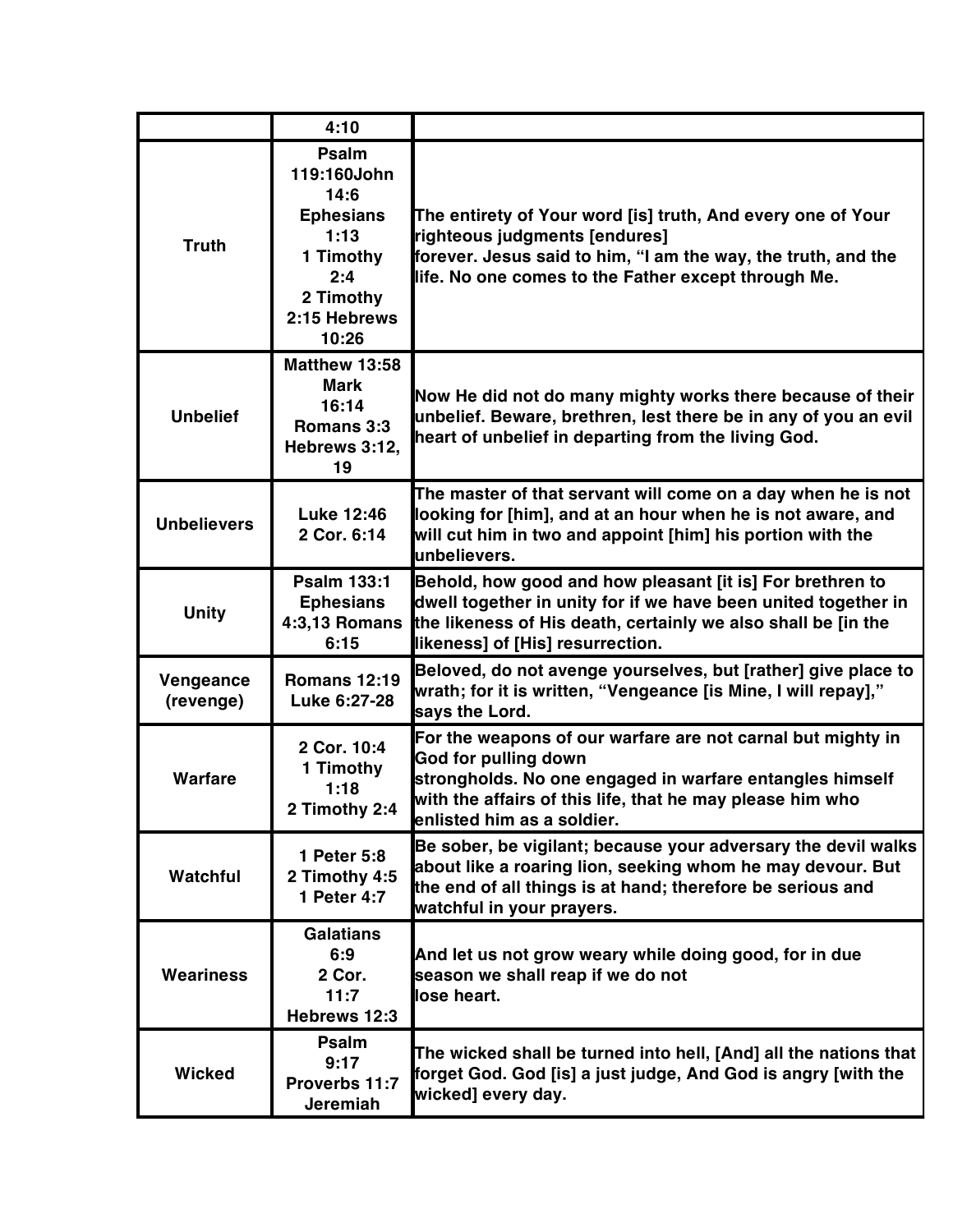| | 4:10 | |
|---|---|---|
| **Truth** | **Psalm 119:160John 14:6 Ephesians 1:13 1 Timothy 2:4 2 Timothy 2:15 Hebrews 10:26** | **The entirety of Your word [is] truth, And every one of Your righteous judgments [endures] forever. Jesus said to him, "I am the way, the truth, and the life. No one comes to the Father except through Me.** |
| **Unbelief** | **Matthew 13:58 Mark 16:14 Romans 3:3 Hebrews 3:12, 19** | **Now He did not do many mighty works there because of their unbelief. Beware, brethren, lest there be in any of you an evil heart of unbelief in departing from the living God.** |
| **Unbelievers** | **Luke 12:46 2 Cor. 6:14** | **The master of that servant will come on a day when he is not looking for [him], and at an hour when he is not aware, and will cut him in two and appoint [him] his portion with the unbelievers.** |
| **Unity** | **Psalm 133:1 Ephesians 4:3,13 Romans 6:15** | **Behold, how good and how pleasant [it is] For brethren to dwell together in unity for if we have been united together in the likeness of His death, certainly we also shall be [in the likeness] of [His] resurrection.** |
| **Vengeance (revenge)** | **Romans 12:19 Luke 6:27-28** | **Beloved, do not avenge yourselves, but [rather] give place to wrath; for it is written, "Vengeance [is Mine, I will repay]," says the Lord.** |
| **Warfare** | **2 Cor. 10:4 1 Timothy 1:18 2 Timothy 2:4** | **For the weapons of our warfare are not carnal but mighty in God for pulling down strongholds. No one engaged in warfare entangles himself with the affairs of this life, that he may please him who enlisted him as a soldier.** |
| **Watchful** | **1 Peter 5:8 2 Timothy 4:5 1 Peter 4:7** | **Be sober, be vigilant; because your adversary the devil walks about like a roaring lion, seeking whom he may devour. But the end of all things is at hand; therefore be serious and watchful in your prayers.** |
| **Weariness** | **Galatians 6:9 2 Cor. 11:7 Hebrews 12:3** | **And let us not grow weary while doing good, for in due season we shall reap if we do not lose heart.** |
| **Wicked** | **Psalm 9:17 Proverbs 11:7 Jeremiah** | **The wicked shall be turned into hell, [And] all the nations that forget God. God [is] a just judge, And God is angry [with the wicked] every day.** |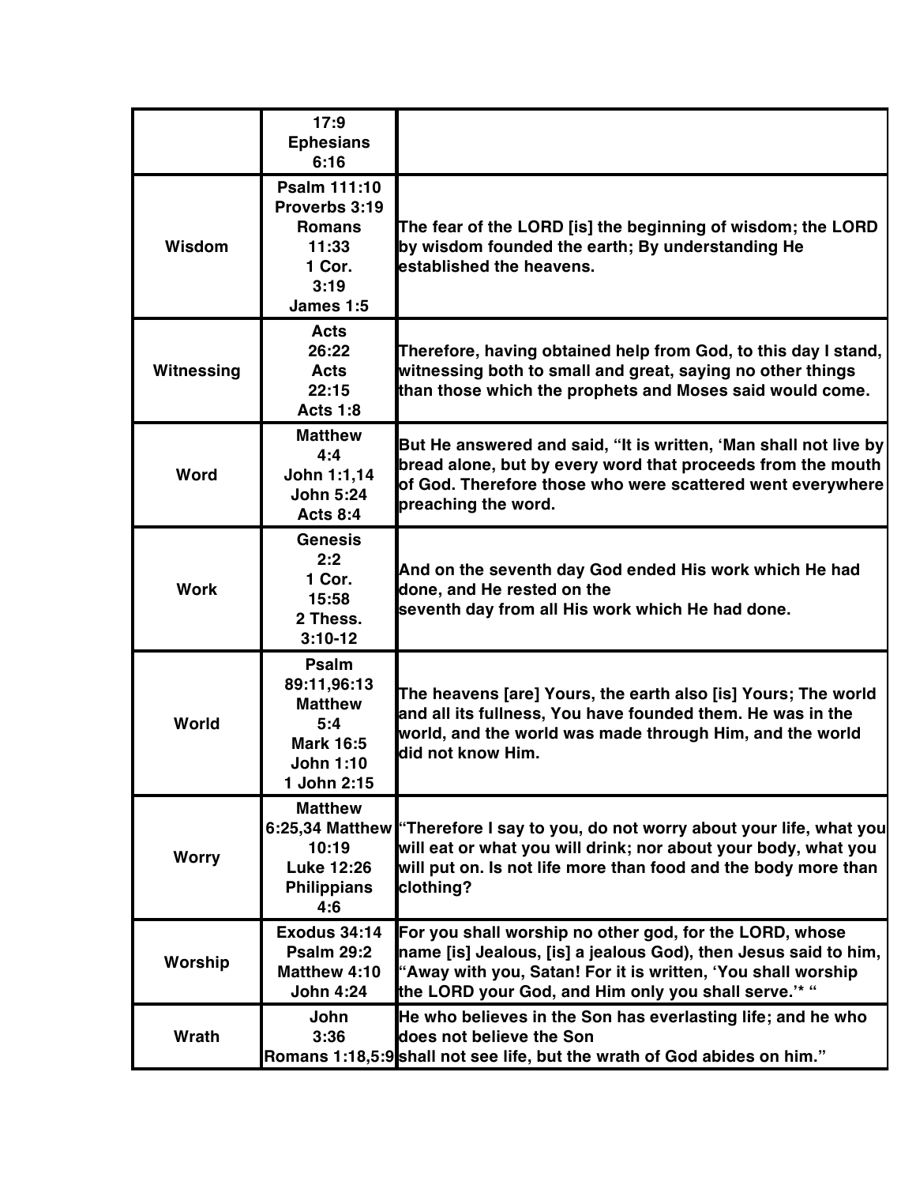| | | |
|---|---|---|
| | 17:9 Ephesians 6:16 | |
| Wisdom | Psalm 111:10 Proverbs 3:19 Romans 11:33 1 Cor. 3:19 James 1:5 | The fear of the LORD [is] the beginning of wisdom; the LORD by wisdom founded the earth; By understanding He established the heavens. |
| Witnessing | Acts 26:22 Acts 22:15 Acts 1:8 | Therefore, having obtained help from God, to this day I stand, witnessing both to small and great, saying no other things than those which the prophets and Moses said would come. |
| Word | Matthew 4:4 John 1:1,14 John 5:24 Acts 8:4 | But He answered and said, "It is written, 'Man shall not live by bread alone, but by every word that proceeds from the mouth of God. Therefore those who were scattered went everywhere preaching the word. |
| Work | Genesis 2:2 1 Cor. 15:58 2 Thess. 3:10-12 | And on the seventh day God ended His work which He had done, and He rested on the seventh day from all His work which He had done. |
| World | Psalm 89:11,96:13 Matthew 5:4 Mark 16:5 John 1:10 1 John 2:15 | The heavens [are] Yours, the earth also [is] Yours; The world and all its fullness, You have founded them. He was in the world, and the world was made through Him, and the world did not know Him. |
| Worry | Matthew 6:25,34 Matthew 10:19 Luke 12:26 Philippians 4:6 | "Therefore I say to you, do not worry about your life, what you will eat or what you will drink; nor about your body, what you will put on. Is not life more than food and the body more than clothing? |
| Worship | Exodus 34:14 Psalm 29:2 Matthew 4:10 John 4:24 | For you shall worship no other god, for the LORD, whose name [is] Jealous, [is] a jealous God), then Jesus said to him, "Away with you, Satan! For it is written, 'You shall worship the LORD your God, and Him only you shall serve.'* " |
| Wrath | John 3:36 Romans 1:18,5:9 | He who believes in the Son has everlasting life; and he who does not believe the Son shall not see life, but the wrath of God abides on him." |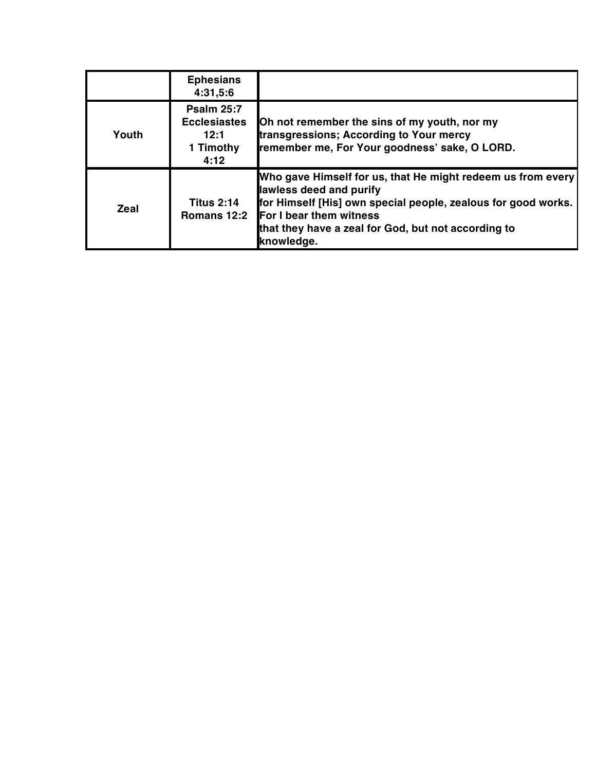| | | |
|---|---|---|
| | Ephesians 4:31,5:6 | |
| Youth | Psalm 25:7 Ecclesiastes 12:1 1 Timothy 4:12 | Oh not remember the sins of my youth, nor my transgressions; According to Your mercy remember me, For Your goodness' sake, O LORD. |
| Zeal | Titus 2:14 Romans 12:2 | Who gave Himself for us, that He might redeem us from every lawless deed and purify for Himself [His] own special people, zealous for good works. For I bear them witness that they have a zeal for God, but not according to knowledge. |